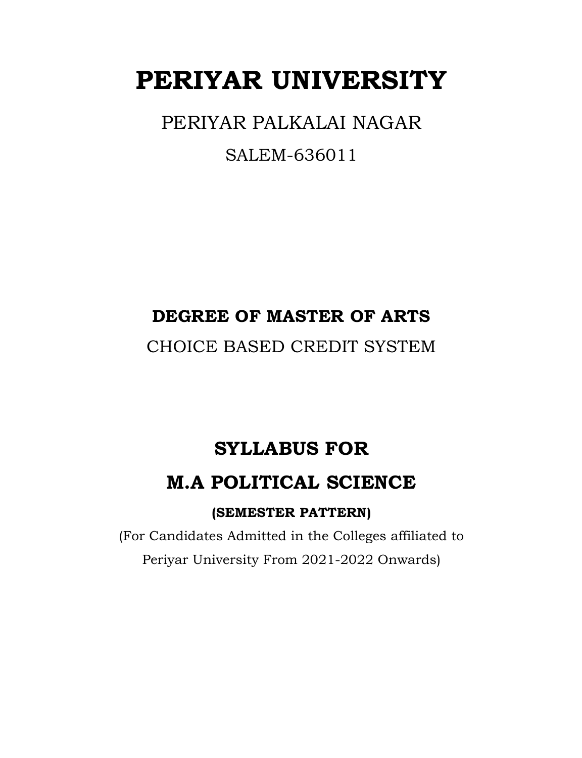# PERIYAR UNIVERSITY

PERIYAR PALKALAI NAGAR

SALEM-636011

## DEGREE OF MASTER OF ARTS

CHOICE BASED CREDIT SYSTEM

## SYLLABUS FOR

## M.A POLITICAL SCIENCE

**(SEMESTER PATTERN)**

(For Candidates Admitted in the Colleges affiliated to Periyar University From 2021-2022 Onwards)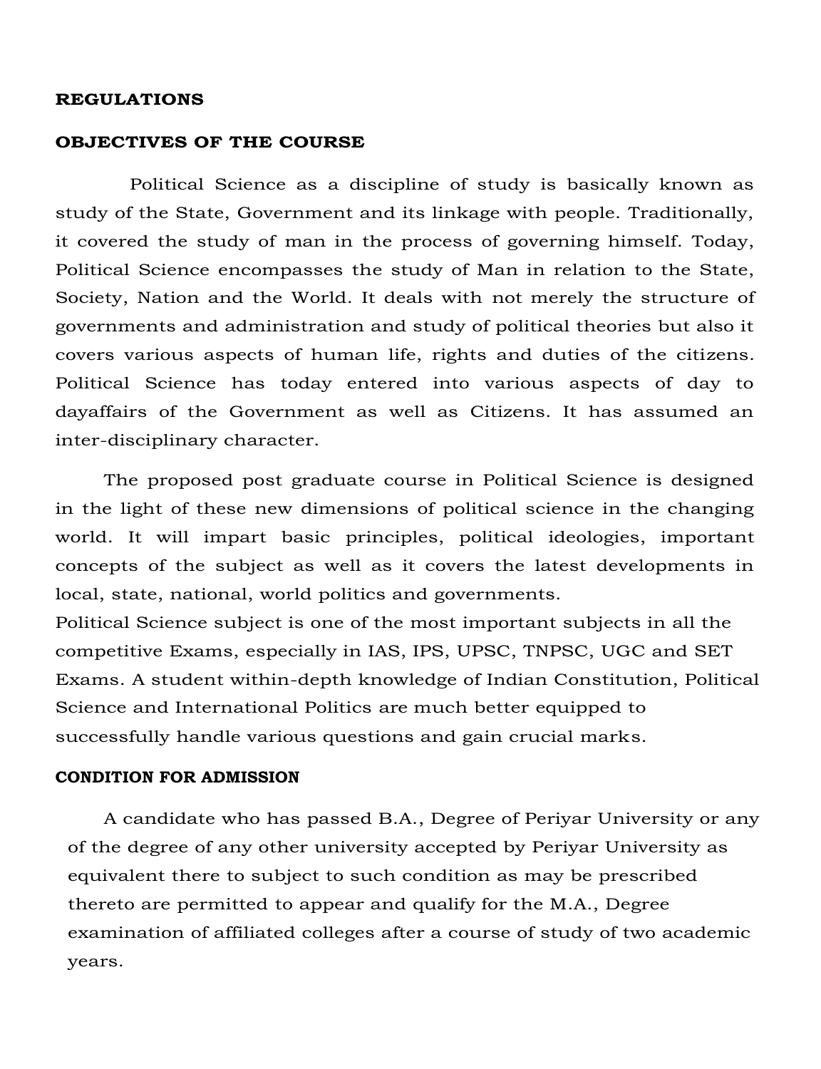**REGULATIONS**

**OBJECTIVES OF THE COURSE**

Political Science as a discipline of study is basically known as study of the State, Government and its linkage with people. Traditionally, it covered the study of man in the process of governing himself. Today, Political Science encompasses the study of Man in relation to the State, Society, Nation and the World. It deals with not merely the structure of governments and administration and study of political theories but also it covers various aspects of human life, rights and duties of the citizens. Political Science has today entered into various aspects of day to dayaffairs of the Government as well as Citizens. It has assumed an inter-disciplinary character.

The proposed post graduate course in Political Science is designed in the light of these new dimensions of political science in the changing world. It will impart basic principles, political ideologies, important concepts of the subject as well as it covers the latest developments in local, state, national, world politics and governments.

Political Science subject is one of the most important subjects in all the competitive Exams, especially in IAS, IPS, UPSC, TNPSC, UGC and SET Exams. A student within-depth knowledge of Indian Constitution, Political Science and International Politics are much better equipped to successfully handle various questions and gain crucial marks.

**CONDITION FOR ADMISSION**

A candidate who has passed B.A., Degree of Periyar University or any of the degree of any other university accepted by Periyar University as equivalent there to subject to such condition as may be prescribed thereto are permitted to appear and qualify for the M.A., Degree examination of affiliated colleges after a course of study of two academic years.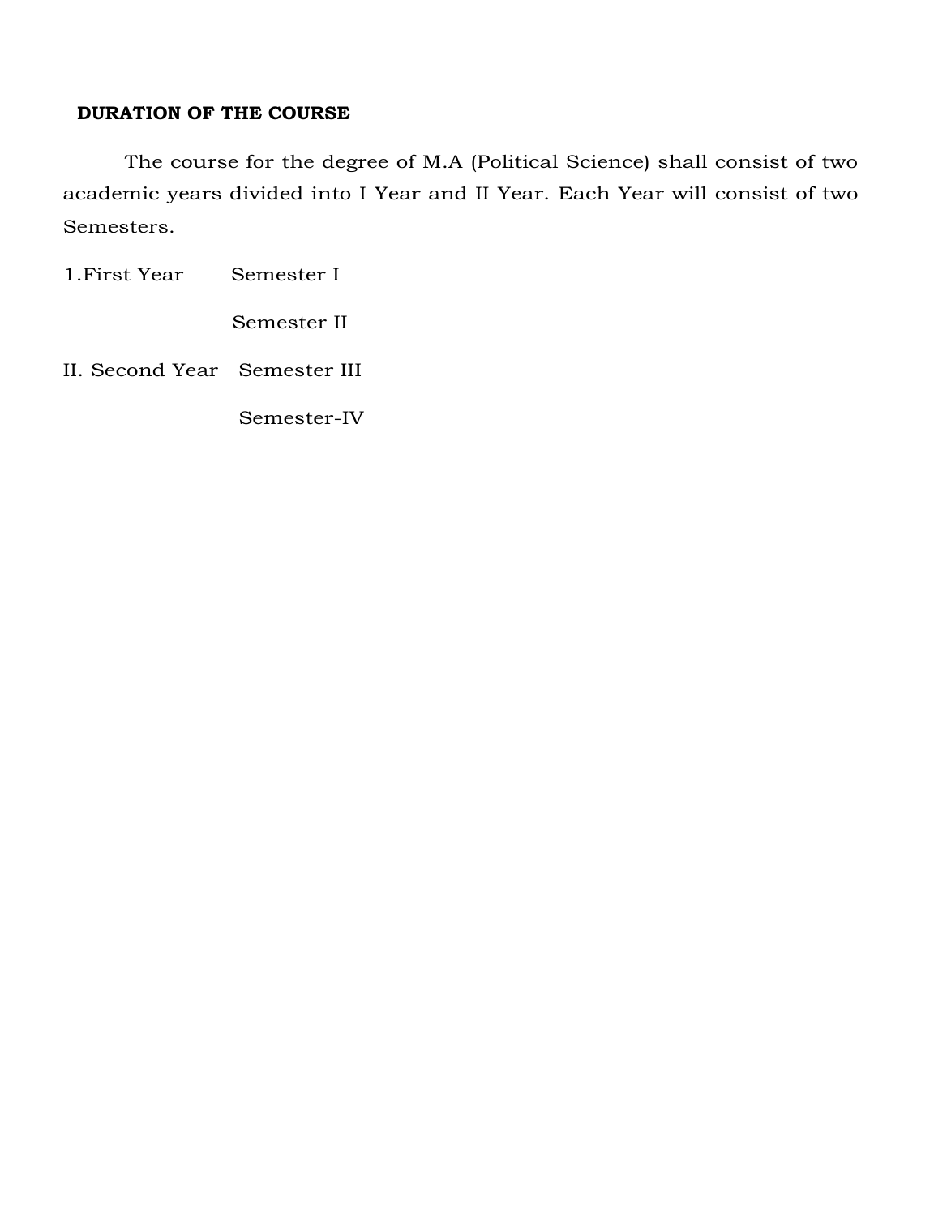## DURATION OF THE COURSE

The course for the degree of M.A (Political Science) shall consist of two academic years divided into I Year and II Year. Each Year will consist of two Semesters.

1.First Year Semester I

Semester II

II. Second Year Semester III

Semester-IV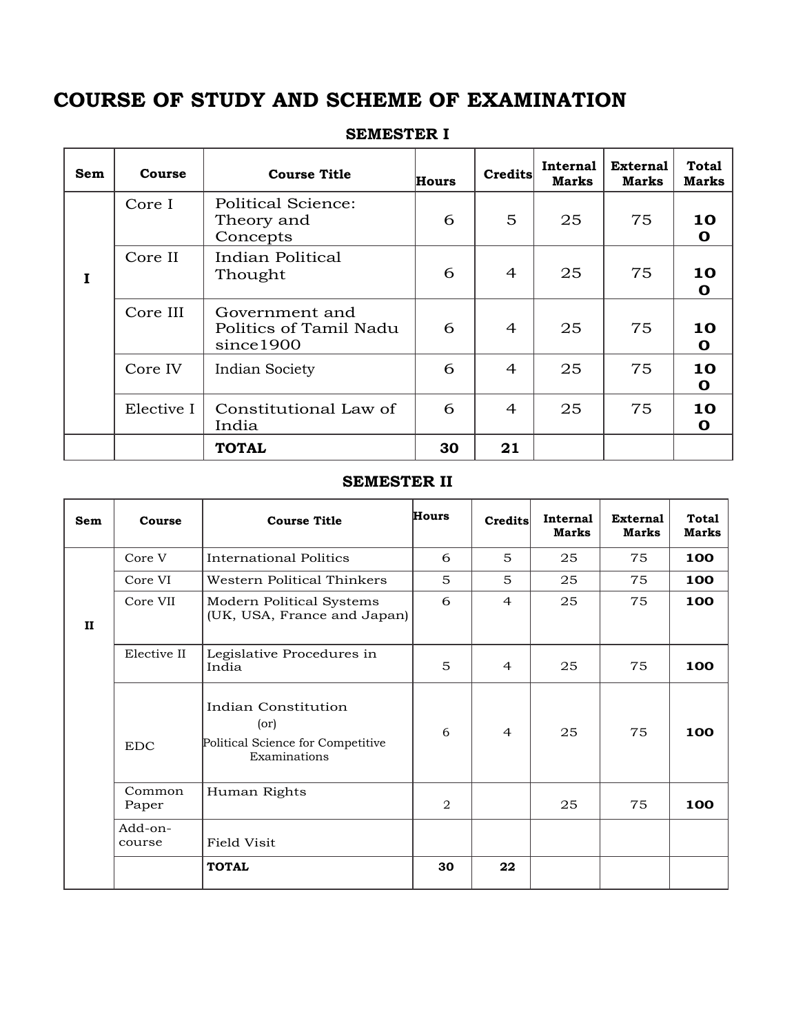# COURSE OF STUDY AND SCHEME OF EXAMINATION

## SEMESTER I

| Sem | Course | Course Title | Hours | Credits | Internal Marks | External Marks | Total Marks |
|---|---|---|---|---|---|---|---|
| I | Core I | Political Science: Theory and Concepts | 6 | 5 | 25 | 75 | 100 |
| | Core II | Indian Political Thought | 6 | 4 | 25 | 75 | 100 |
| | Core III | Government and Politics of Tamil Nadu since1900 | 6 | 4 | 25 | 75 | 100 |
| | Core IV | Indian Society | 6 | 4 | 25 | 75 | 100 |
| | Elective I | Constitutional Law of India | 6 | 4 | 25 | 75 | 100 |
| | | **TOTAL** | **30** | **21** | | | |

## SEMESTER II

| Sem | Course | Course Title | Hours | Credits | Internal Marks | External Marks | Total Marks |
|---|---|---|---|---|---|---|---|
| II | Core V | International Politics | 6 | 5 | 25 | 75 | **100** |
| | Core VI | Western Political Thinkers | 5 | 5 | 25 | 75 | **100** |
| | Core VII | Modern Political Systems (UK, USA, France and Japan) | 6 | 4 | 25 | 75 | **100** |
| | Elective II | Legislative Procedures in India | 5 | 4 | 25 | 75 | **100** |
| | EDC | Indian Constitution (or) Political Science for Competitive Examinations | 6 | 4 | 25 | 75 | **100** |
| | Common Paper | Human Rights | 2 | | 25 | 75 | **100** |
| | Add-on-course | Field Visit | | | | | |
| | | **TOTAL** | **30** | **22** | | | |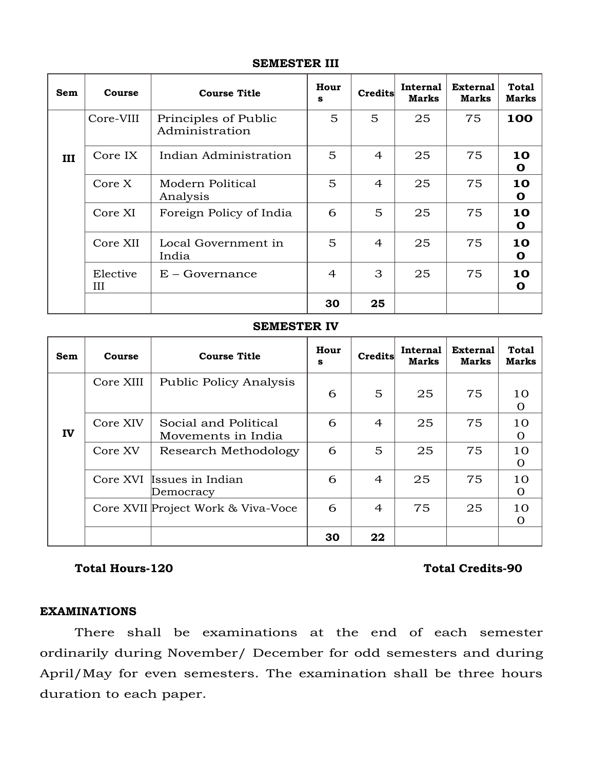**SEMESTER III**

| Sem | Course | Course Title | Hours | Credits | Internal Marks | External Marks | Total Marks |
|---|---|---|---|---|---|---|---|
| III | Core-VIII | Principles of Public Administration | 5 | 5 | 25 | 75 | **100** |
| | Core IX | Indian Administration | 5 | 4 | 25 | 75 | **100** |
| | Core X | Modern Political Analysis | 5 | 4 | 25 | 75 | **100** |
| | Core XI | Foreign Policy of India | 6 | 5 | 25 | 75 | **100** |
| | Core XII | Local Government in India | 5 | 4 | 25 | 75 | **100** |
| | Elective III | E – Governance | 4 | 3 | 25 | 75 | **100** |
| | | | **30** | **25** | | | |

**SEMESTER IV**

| Sem | Course | Course Title | Hours | Credits | Internal Marks | External Marks | Total Marks |
|---|---|---|---|---|---|---|---|
| IV | Core XIII | Public Policy Analysis | 6 | 5 | 25 | 75 | 100 |
| | Core XIV | Social and Political Movements in India | 6 | 4 | 25 | 75 | 100 |
| | Core XV | Research Methodology | 6 | 5 | 25 | 75 | 100 |
| | Core XVI | Issues in Indian Democracy | 6 | 4 | 25 | 75 | 100 |
| | Core XVII | Project Work & Viva-Voce | 6 | 4 | 75 | 25 | 100 |
| | | | **30** | **22** | | | |

**Total Hours-120** **Total Credits-90**

**EXAMINATIONS**

There shall be examinations at the end of each semester ordinarily during November/ December for odd semesters and during April/May for even semesters. The examination shall be three hours duration to each paper.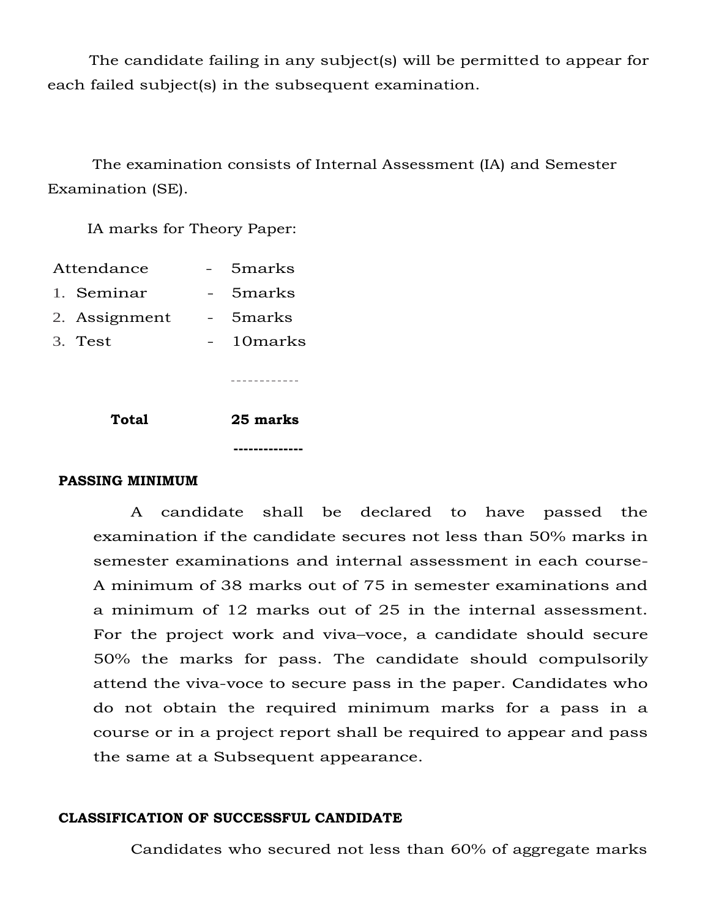The candidate failing in any subject(s) will be permitted to appear for each failed subject(s) in the subsequent examination.

The examination consists of Internal Assessment (IA) and Semester Examination (SE).

IA marks for Theory Paper:

| | | |
|---|---|---|
| Attendance | - | 5marks |
| 1. Seminar | - | 5marks |
| 2. Assignment | - | 5marks |
| 3. Test | - | 10marks |
| **Total** | | **25 marks** |

**PASSING MINIMUM**

A candidate shall be declared to have passed the examination if the candidate secures not less than 50% marks in semester examinations and internal assessment in each course-A minimum of 38 marks out of 75 in semester examinations and a minimum of 12 marks out of 25 in the internal assessment. For the project work and viva–voce, a candidate should secure 50% the marks for pass. The candidate should compulsorily attend the viva-voce to secure pass in the paper. Candidates who do not obtain the required minimum marks for a pass in a course or in a project report shall be required to appear and pass the same at a Subsequent appearance.

**CLASSIFICATION OF SUCCESSFUL CANDIDATE**

Candidates who secured not less than 60% of aggregate marks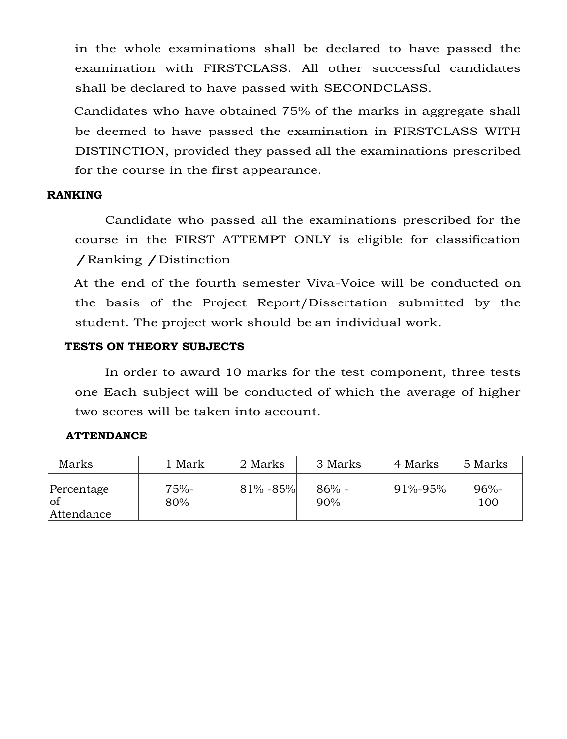in the whole examinations shall be declared to have passed the examination with FIRSTCLASS. All other successful candidates shall be declared to have passed with SECONDCLASS.

Candidates who have obtained 75% of the marks in aggregate shall be deemed to have passed the examination in FIRSTCLASS WITH DISTINCTION, provided they passed all the examinations prescribed for the course in the first appearance.

**RANKING**

Candidate who passed all the examinations prescribed for the course in the FIRST ATTEMPT ONLY is eligible for classification / Ranking / Distinction

At the end of the fourth semester Viva-Voice will be conducted on the basis of the Project Report/Dissertation submitted by the student. The project work should be an individual work.

**TESTS ON THEORY SUBJECTS**

In order to award 10 marks for the test component, three tests one Each subject will be conducted of which the average of higher two scores will be taken into account.

**ATTENDANCE**

| Marks | 1 Mark | 2 Marks | 3 Marks | 4 Marks | 5 Marks |
|---|---|---|---|---|---|
| Percentage of Attendance | 75%-80% | 81% -85% | 86% - 90% | 91%-95% | 96%-100 |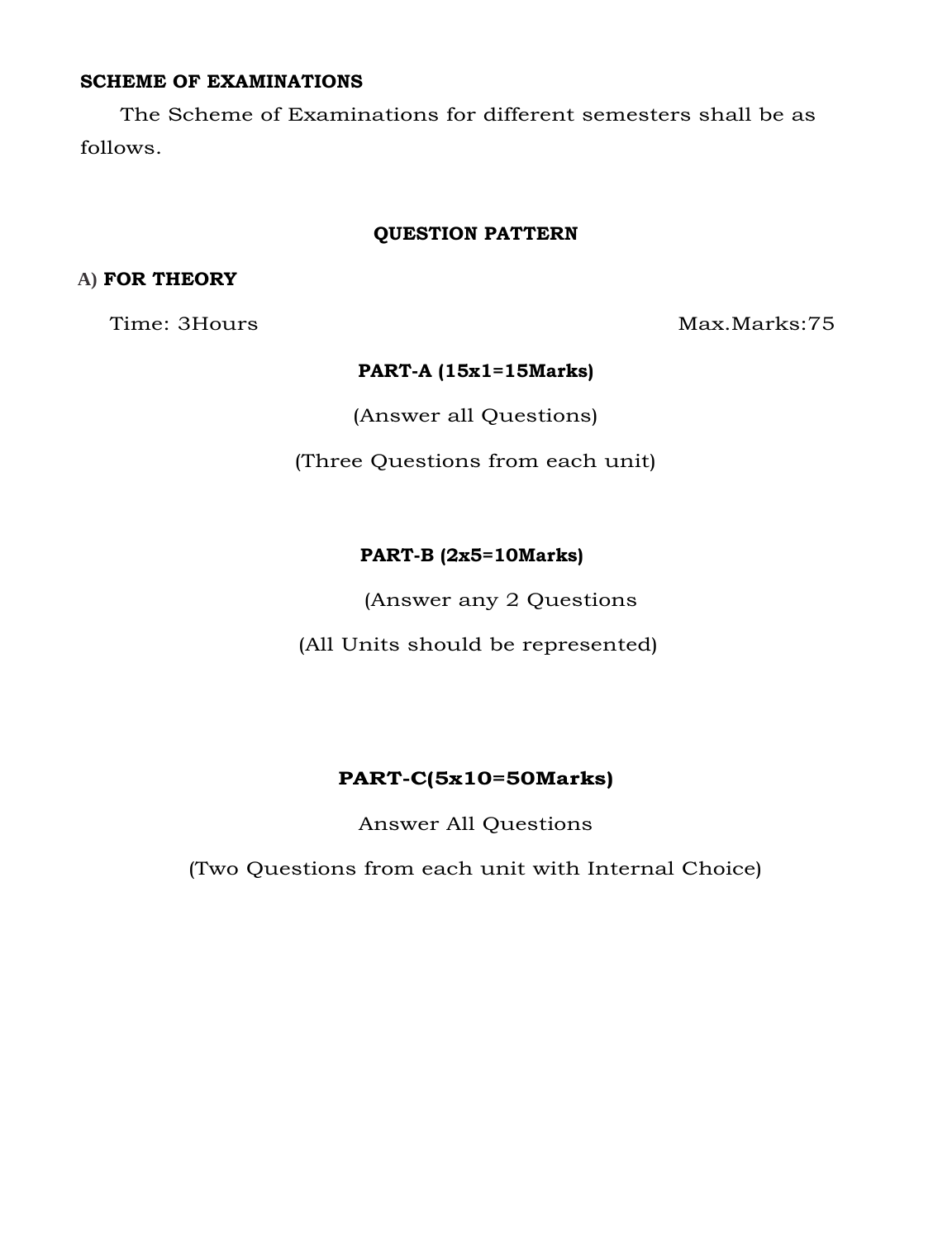**SCHEME OF EXAMINATIONS**

The Scheme of Examinations for different semesters shall be as follows.

**QUESTION PATTERN**

**A) FOR THEORY**

Time: 3Hours Max.Marks:75

**PART-A (15x1=15Marks)**

(Answer all Questions)

(Three Questions from each unit)

**PART-B (2x5=10Marks)**

(Answer any 2 Questions

(All Units should be represented)

**PART-C(5x10=50Marks)**

Answer All Questions

(Two Questions from each unit with Internal Choice)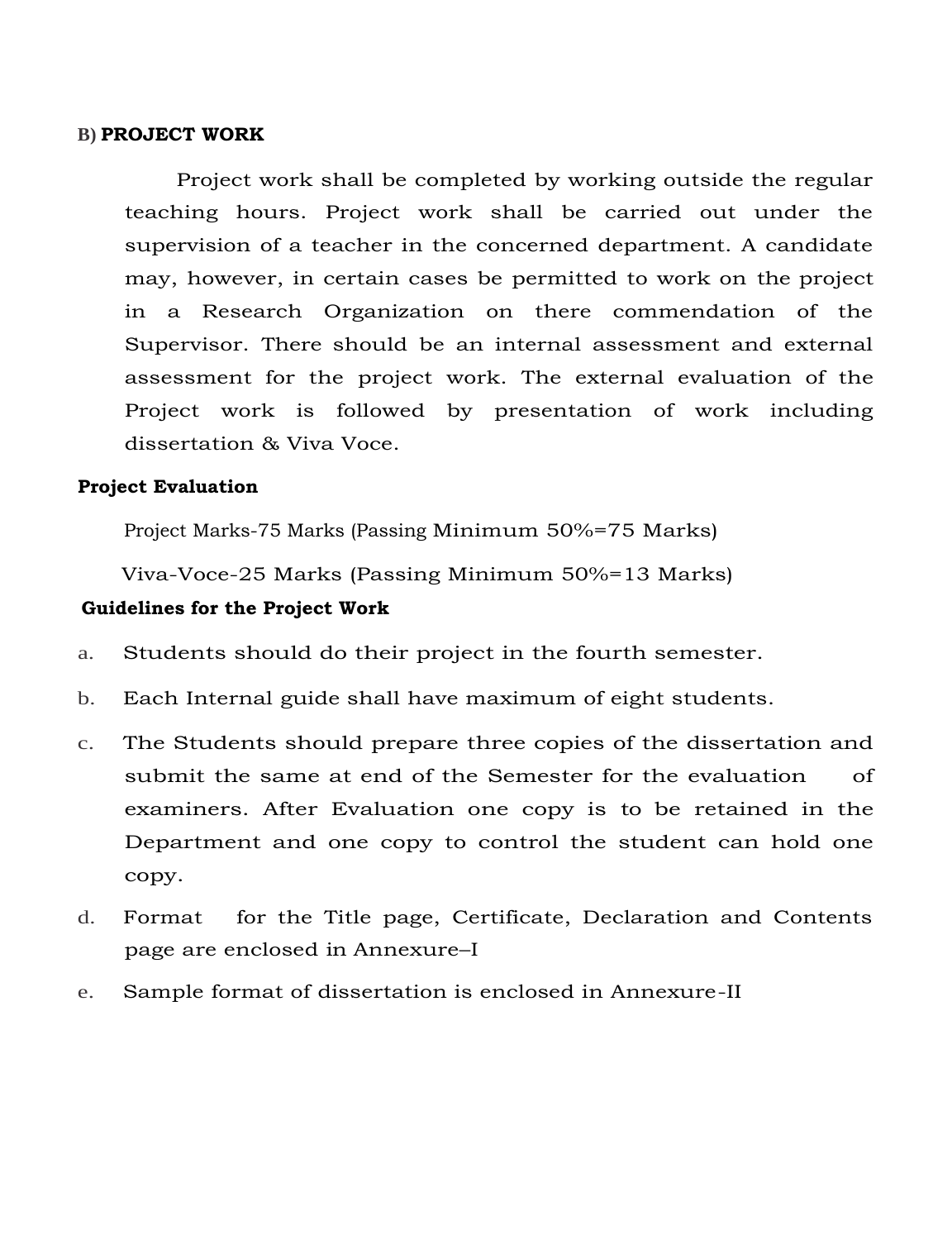**B) PROJECT WORK**

Project work shall be completed by working outside the regular teaching hours. Project work shall be carried out under the supervision of a teacher in the concerned department. A candidate may, however, in certain cases be permitted to work on the project in a Research Organization on there commendation of the Supervisor. There should be an internal assessment and external assessment for the project work. The external evaluation of the Project work is followed by presentation of work including dissertation & Viva Voce.

**Project Evaluation**

Project Marks-75 Marks (Passing Minimum 50%=75 Marks)

Viva-Voce-25 Marks (Passing Minimum 50%=13 Marks)

**Guidelines for the Project Work**

a. Students should do their project in the fourth semester.

b. Each Internal guide shall have maximum of eight students.

c. The Students should prepare three copies of the dissertation and submit the same at end of the Semester for the evaluation of examiners. After Evaluation one copy is to be retained in the Department and one copy to control the student can hold one copy.

d. Format for the Title page, Certificate, Declaration and Contents page are enclosed in Annexure–I

e. Sample format of dissertation is enclosed in Annexure-II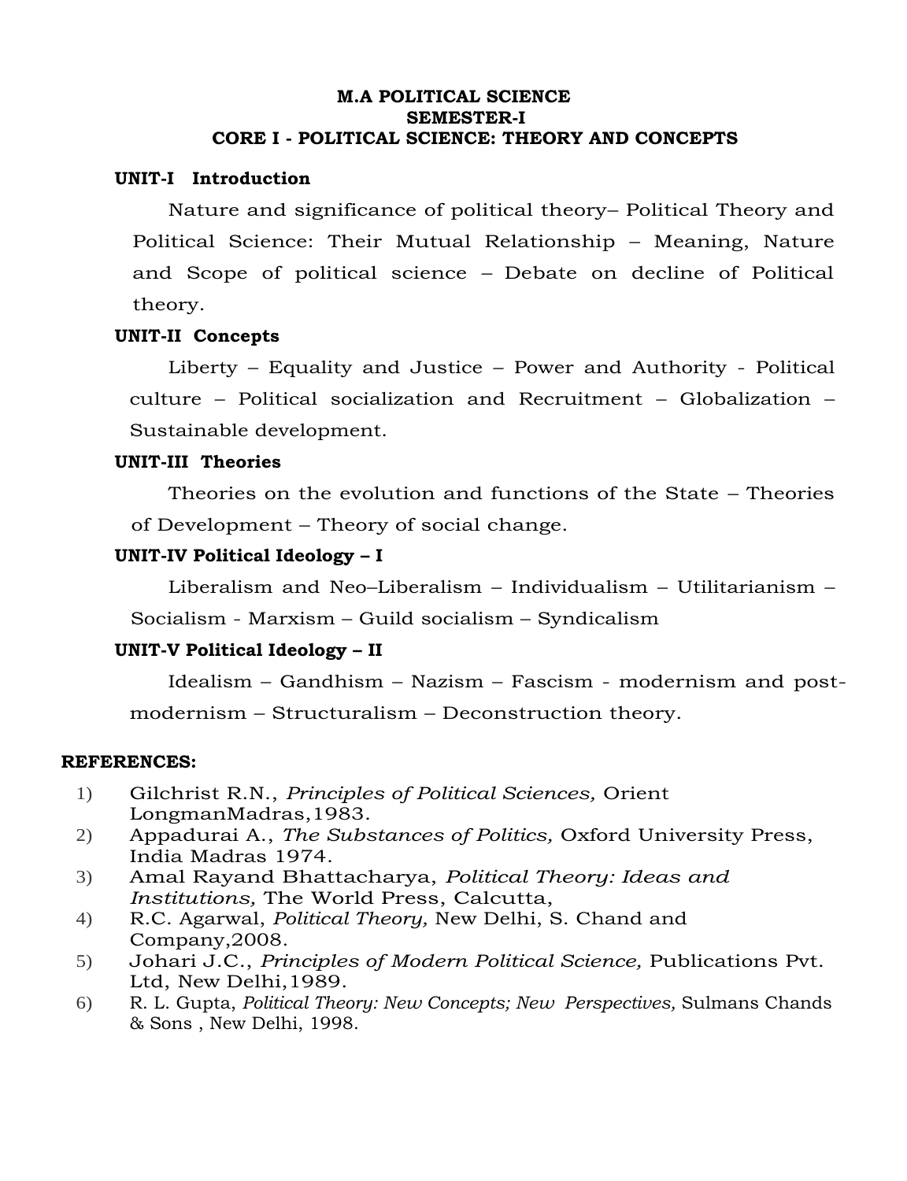**M.A POLITICAL SCIENCE**
**SEMESTER-I**
**CORE I - POLITICAL SCIENCE: THEORY AND CONCEPTS**

**UNIT-I Introduction**

Nature and significance of political theory– Political Theory and Political Science: Their Mutual Relationship – Meaning, Nature and Scope of political science – Debate on decline of Political theory.

**UNIT-II Concepts**

Liberty – Equality and Justice – Power and Authority - Political culture – Political socialization and Recruitment – Globalization – Sustainable development.

**UNIT-III Theories**

Theories on the evolution and functions of the State – Theories of Development – Theory of social change.

**UNIT-IV Political Ideology – I**

Liberalism and Neo–Liberalism – Individualism – Utilitarianism – Socialism - Marxism – Guild socialism – Syndicalism

**UNIT-V Political Ideology – II**

Idealism – Gandhism – Nazism – Fascism - modernism and post-modernism – Structuralism – Deconstruction theory.

**REFERENCES:**

1) Gilchrist R.N., *Principles of Political Sciences,* Orient LongmanMadras,1983.
2) Appadurai A., *The Substances of Politics,* Oxford University Press, India Madras 1974.
3) Amal Rayand Bhattacharya, *Political Theory: Ideas and Institutions,* The World Press, Calcutta,
4) R.C. Agarwal, *Political Theory,* New Delhi, S. Chand and Company,2008.
5) Johari J.C., *Principles of Modern Political Science,* Publications Pvt. Ltd, New Delhi,1989.
6) R. L. Gupta, *Political Theory: New Concepts; New Perspectives,* Sulmans Chands & Sons , New Delhi, 1998.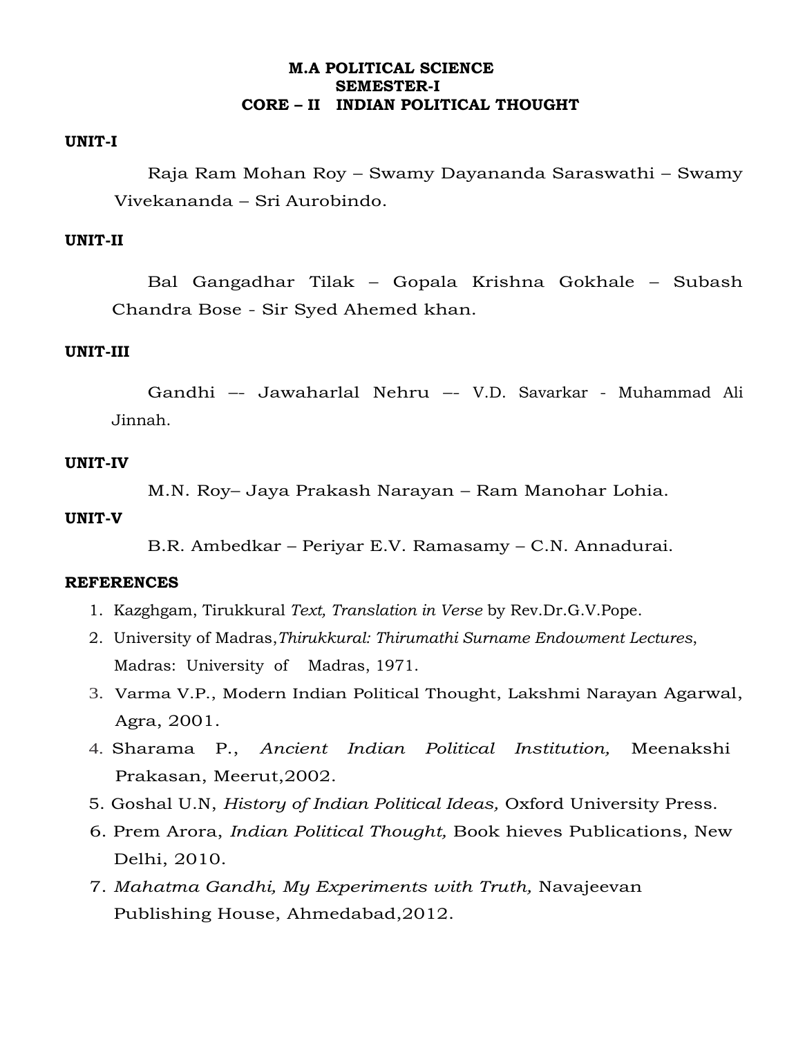# M.A POLITICAL SCIENCE
## SEMESTER-I
## CORE – II INDIAN POLITICAL THOUGHT

**UNIT-I**

Raja Ram Mohan Roy – Swamy Dayananda Saraswathi – Swamy Vivekananda – Sri Aurobindo.

**UNIT-II**

Bal Gangadhar Tilak – Gopala Krishna Gokhale – Subash Chandra Bose - Sir Syed Ahemed khan.

**UNIT-III**

Gandhi –- Jawaharlal Nehru –- V.D. Savarkar - Muhammad Ali Jinnah.

**UNIT-IV**

M.N. Roy– Jaya Prakash Narayan – Ram Manohar Lohia.

**UNIT-V**

B.R. Ambedkar – Periyar E.V. Ramasamy – C.N. Annadurai.

**REFERENCES**

1. Kazghgam, Tirukkural *Text, Translation in Verse* by Rev.Dr.G.V.Pope.
2. University of Madras,*Thirukkural: Thirumathi Surname Endowment Lectures*, Madras: University of Madras, 1971.
3. Varma V.P., Modern Indian Political Thought, Lakshmi Narayan Agarwal, Agra, 2001.
4. Sharama P., *Ancient Indian Political Institution,* Meenakshi Prakasan, Meerut,2002.
5. Goshal U.N, *History of Indian Political Ideas,* Oxford University Press.
6. Prem Arora, *Indian Political Thought,* Book hieves Publications, New Delhi, 2010.
7. *Mahatma Gandhi, My Experiments with Truth,* Navajeevan Publishing House, Ahmedabad,2012.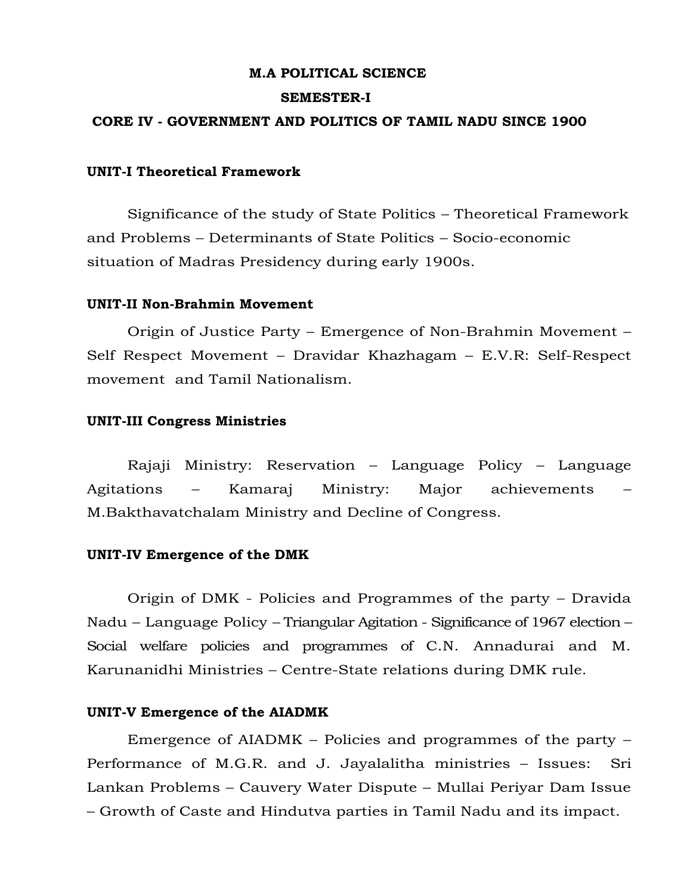# M.A POLITICAL SCIENCE

## SEMESTER-I

## CORE IV - GOVERNMENT AND POLITICS OF TAMIL NADU SINCE 1900

### UNIT-I Theoretical Framework

Significance of the study of State Politics – Theoretical Framework and Problems – Determinants of State Politics – Socio-economic situation of Madras Presidency during early 1900s.

### UNIT-II Non-Brahmin Movement

Origin of Justice Party – Emergence of Non-Brahmin Movement – Self Respect Movement – Dravidar Khazhagam – E.V.R: Self-Respect movement and Tamil Nationalism.

### UNIT-III Congress Ministries

Rajaji Ministry: Reservation – Language Policy – Language Agitations – Kamaraj Ministry: Major achievements – M.Bakthavatchalam Ministry and Decline of Congress.

### UNIT-IV Emergence of the DMK

Origin of DMK - Policies and Programmes of the party – Dravida Nadu – Language Policy – Triangular Agitation - Significance of 1967 election – Social welfare policies and programmes of C.N. Annadurai and M. Karunanidhi Ministries – Centre-State relations during DMK rule.

### UNIT-V Emergence of the AIADMK

Emergence of AIADMK – Policies and programmes of the party – Performance of M.G.R. and J. Jayalalitha ministries – Issues: Sri Lankan Problems – Cauvery Water Dispute – Mullai Periyar Dam Issue – Growth of Caste and Hindutva parties in Tamil Nadu and its impact.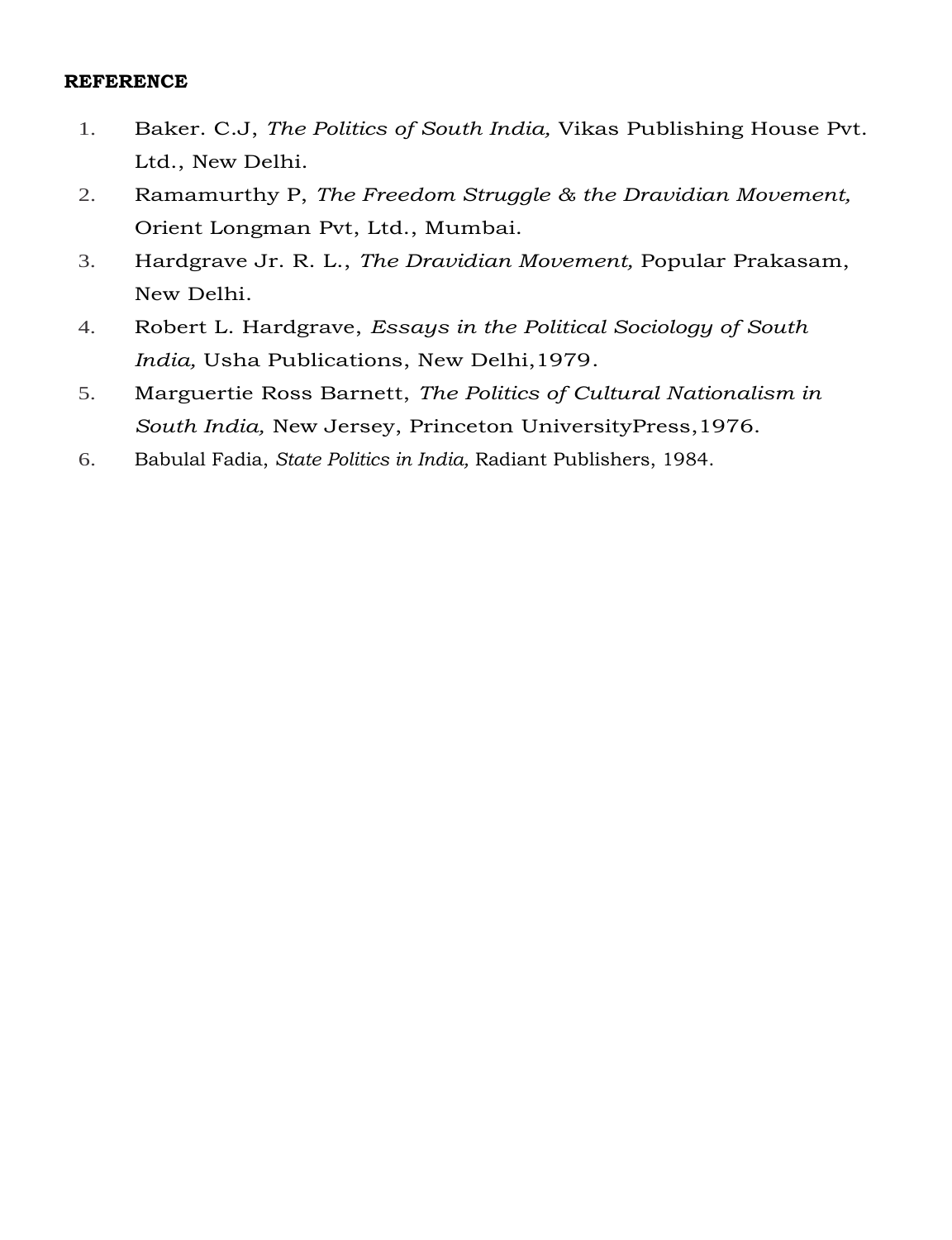**REFERENCE**

1. Baker. C.J, *The Politics of South India,* Vikas Publishing House Pvt. Ltd., New Delhi.
2. Ramamurthy P, *The Freedom Struggle & the Dravidian Movement,* Orient Longman Pvt, Ltd., Mumbai.
3. Hardgrave Jr. R. L., *The Dravidian Movement,* Popular Prakasam, New Delhi.
4. Robert L. Hardgrave, *Essays in the Political Sociology of South India,* Usha Publications, New Delhi,1979.
5. Marguertie Ross Barnett, *The Politics of Cultural Nationalism in South India,* New Jersey, Princeton UniversityPress,1976.
6. Babulal Fadia, *State Politics in India,* Radiant Publishers, 1984.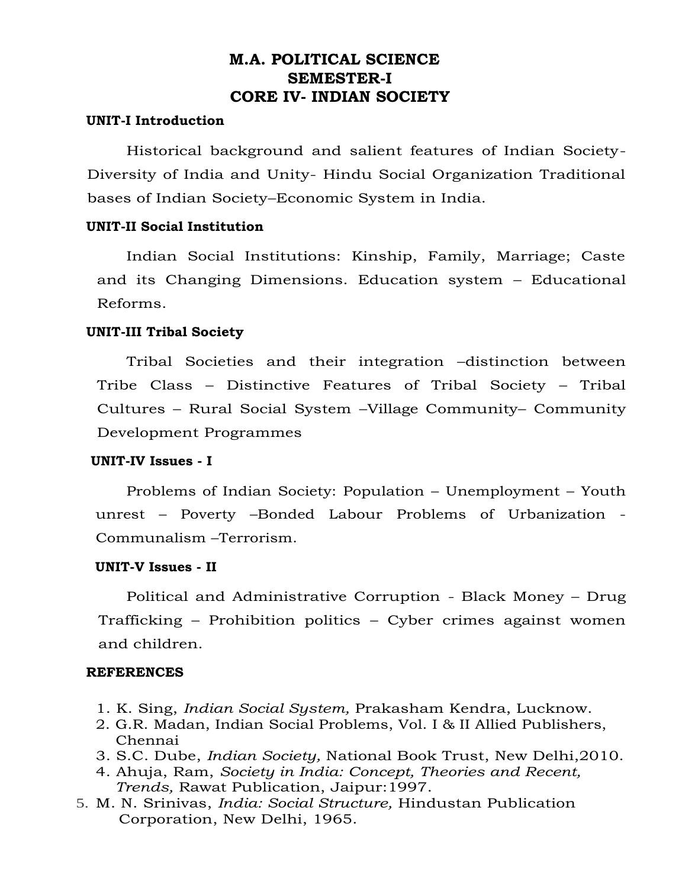# M.A. POLITICAL SCIENCE
# SEMESTER-I
# CORE IV- INDIAN SOCIETY

**UNIT-I Introduction**

Historical background and salient features of Indian Society- Diversity of India and Unity- Hindu Social Organization Traditional bases of Indian Society–Economic System in India.

**UNIT-II Social Institution**

Indian Social Institutions: Kinship, Family, Marriage; Caste and its Changing Dimensions. Education system – Educational Reforms.

**UNIT-III Tribal Society**

Tribal Societies and their integration –distinction between Tribe Class – Distinctive Features of Tribal Society – Tribal Cultures – Rural Social System –Village Community– Community Development Programmes

**UNIT-IV Issues - I**

Problems of Indian Society: Population – Unemployment – Youth unrest – Poverty –Bonded Labour Problems of Urbanization - Communalism –Terrorism.

**UNIT-V Issues - II**

Political and Administrative Corruption - Black Money – Drug Trafficking – Prohibition politics – Cyber crimes against women and children.

**REFERENCES**

1. K. Sing, *Indian Social System,* Prakasham Kendra, Lucknow.
2. G.R. Madan, Indian Social Problems, Vol. I & II Allied Publishers, Chennai
3. S.C. Dube, *Indian Society,* National Book Trust, New Delhi,2010.
4. Ahuja, Ram, *Society in India: Concept, Theories and Recent, Trends,* Rawat Publication, Jaipur:1997.
5. M. N. Srinivas, *India: Social Structure,* Hindustan Publication Corporation, New Delhi, 1965.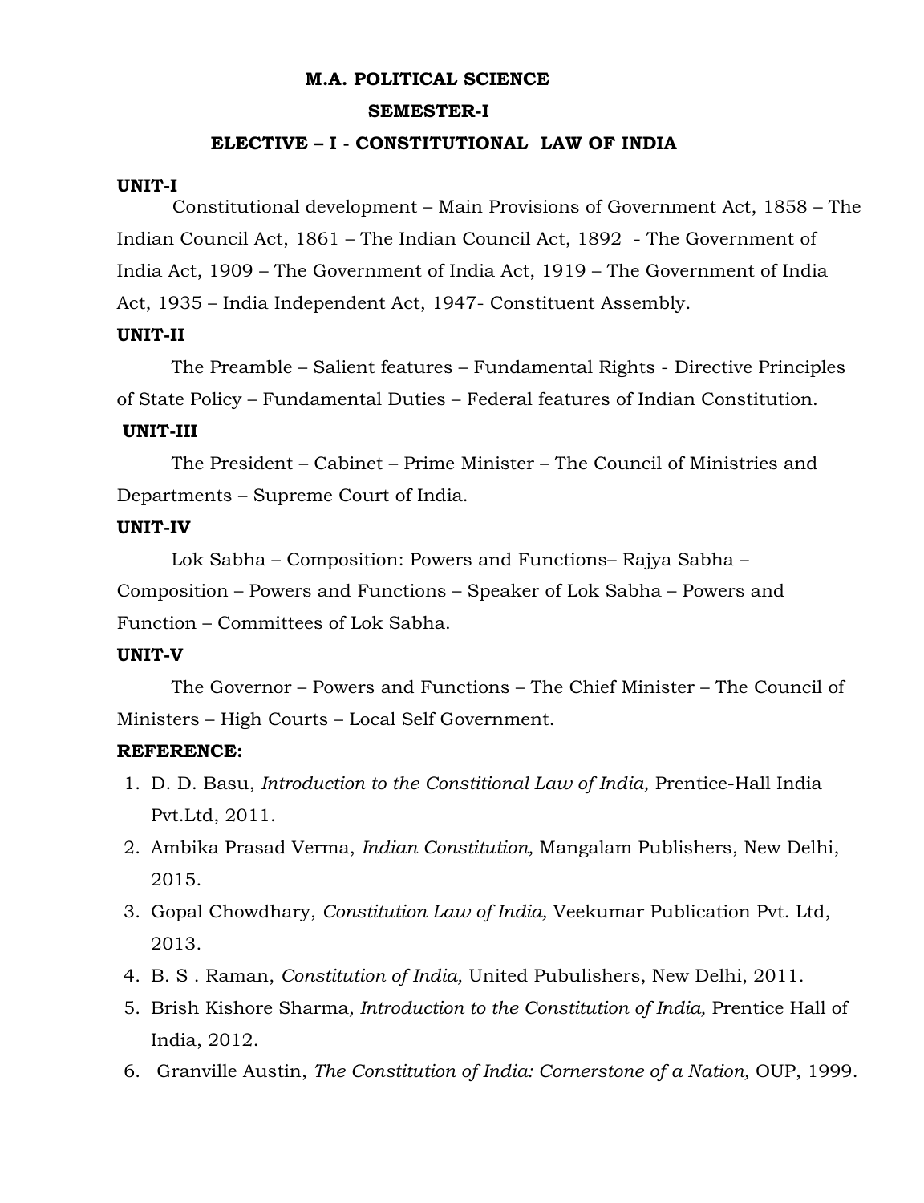# M.A. POLITICAL SCIENCE

## SEMESTER-I

## ELECTIVE – I - CONSTITUTIONAL LAW OF INDIA

**UNIT-I**

Constitutional development – Main Provisions of Government Act, 1858 – The Indian Council Act, 1861 – The Indian Council Act, 1892 - The Government of India Act, 1909 – The Government of India Act, 1919 – The Government of India Act, 1935 – India Independent Act, 1947- Constituent Assembly.

**UNIT-II**

The Preamble – Salient features – Fundamental Rights - Directive Principles of State Policy – Fundamental Duties – Federal features of Indian Constitution.

**UNIT-III**

The President – Cabinet – Prime Minister – The Council of Ministries and Departments – Supreme Court of India.

**UNIT-IV**

Lok Sabha – Composition: Powers and Functions– Rajya Sabha – Composition – Powers and Functions – Speaker of Lok Sabha – Powers and Function – Committees of Lok Sabha.

**UNIT-V**

The Governor – Powers and Functions – The Chief Minister – The Council of Ministers – High Courts – Local Self Government.

**REFERENCE:**

1. D. D. Basu, *Introduction to the Constitional Law of India,* Prentice-Hall India Pvt.Ltd, 2011.
2. Ambika Prasad Verma, *Indian Constitution,* Mangalam Publishers, New Delhi, 2015.
3. Gopal Chowdhary, *Constitution Law of India,* Veekumar Publication Pvt. Ltd, 2013.
4. B. S . Raman, *Constitution of India,* United Pubulishers, New Delhi, 2011.
5. Brish Kishore Sharma*, Introduction to the Constitution of India,* Prentice Hall of India, 2012.
6. Granville Austin, *The Constitution of India: Cornerstone of a Nation,* OUP, 1999.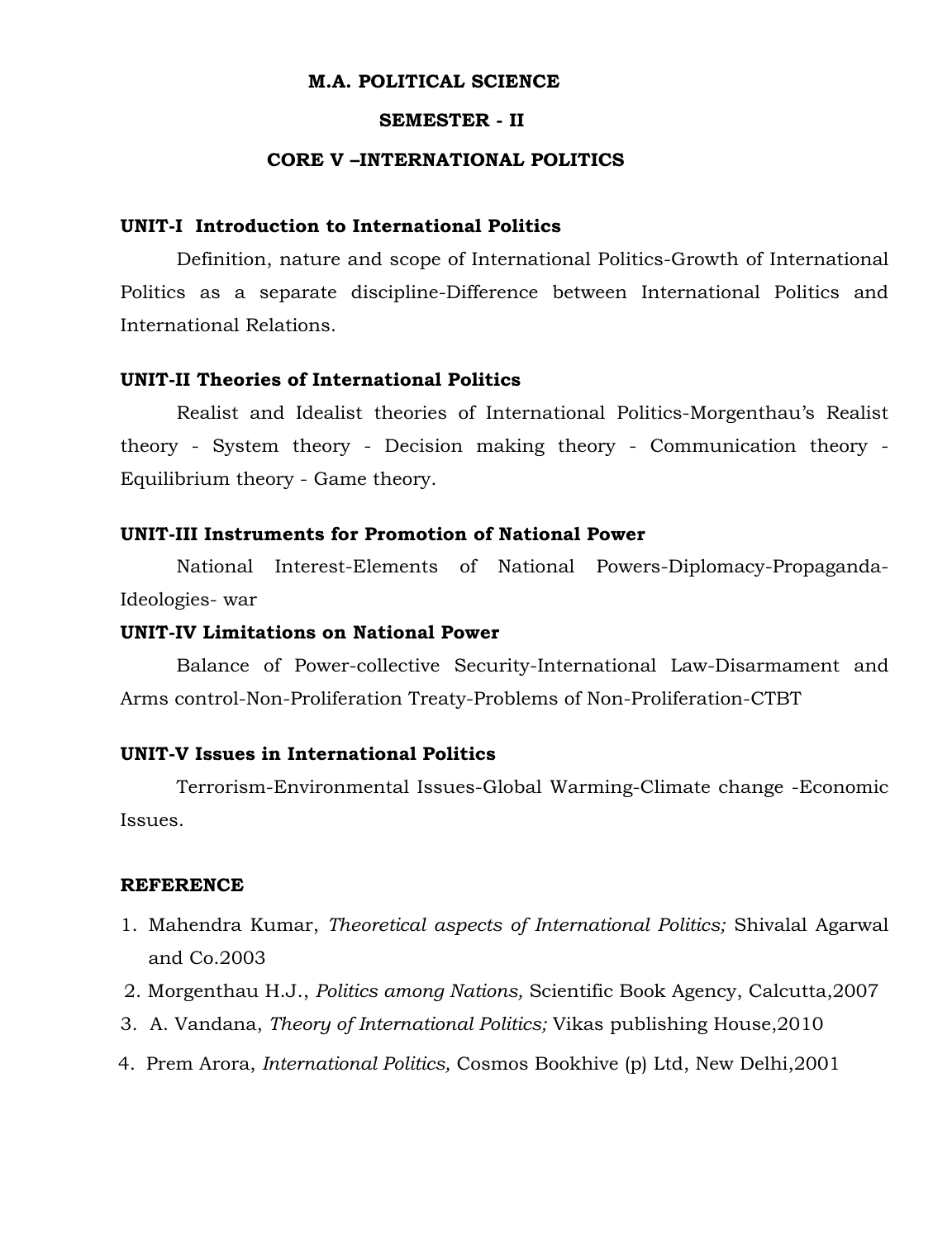# M.A. POLITICAL SCIENCE

## SEMESTER - II

## CORE V –INTERNATIONAL POLITICS

**UNIT-I Introduction to International Politics**

Definition, nature and scope of International Politics-Growth of International Politics as a separate discipline-Difference between International Politics and International Relations.

**UNIT-II Theories of International Politics**

Realist and Idealist theories of International Politics-Morgenthau's Realist theory - System theory - Decision making theory - Communication theory - Equilibrium theory - Game theory.

**UNIT-III Instruments for Promotion of National Power**

National Interest-Elements of National Powers-Diplomacy-Propaganda-Ideologies- war

**UNIT-IV Limitations on National Power**

Balance of Power-collective Security-International Law-Disarmament and Arms control-Non-Proliferation Treaty-Problems of Non-Proliferation-CTBT

**UNIT-V Issues in International Politics**

Terrorism-Environmental Issues-Global Warming-Climate change -Economic Issues.

**REFERENCE**

1. Mahendra Kumar, *Theoretical aspects of International Politics;* Shivalal Agarwal and Co.2003
2. Morgenthau H.J., *Politics among Nations,* Scientific Book Agency, Calcutta,2007
3. A. Vandana, *Theory of International Politics;* Vikas publishing House,2010
4. Prem Arora, *International Politics,* Cosmos Bookhive (p) Ltd, New Delhi,2001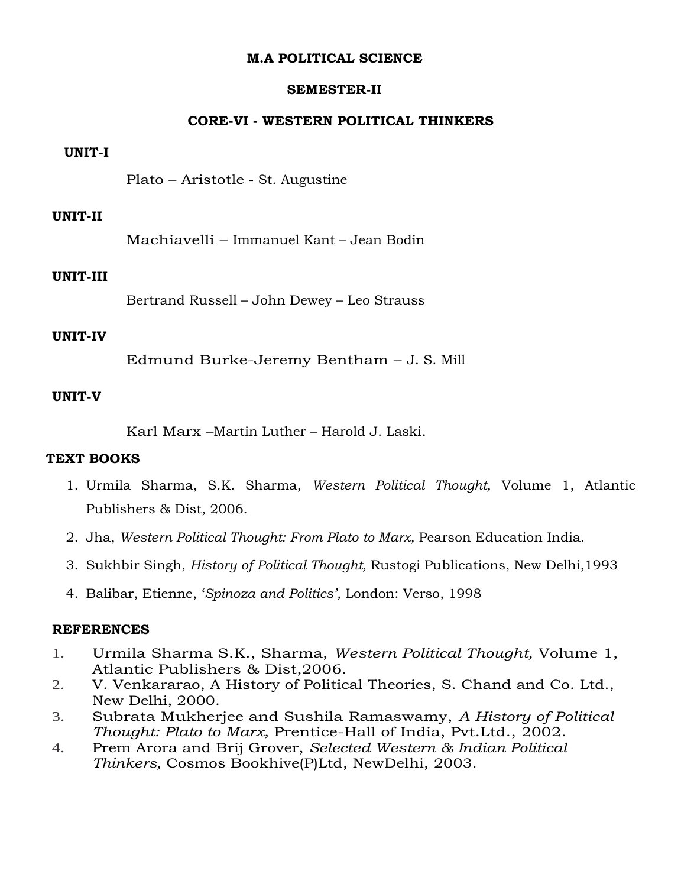# M.A POLITICAL SCIENCE

## SEMESTER-II

## CORE-VI - WESTERN POLITICAL THINKERS

**UNIT-I**

Plato – Aristotle - St. Augustine

**UNIT-II**

Machiavelli – Immanuel Kant – Jean Bodin

**UNIT-III**

Bertrand Russell – John Dewey – Leo Strauss

**UNIT-IV**

Edmund Burke-Jeremy Bentham – J. S. Mill

**UNIT-V**

Karl Marx –Martin Luther – Harold J. Laski.

**TEXT BOOKS**

1. Urmila Sharma, S.K. Sharma, *Western Political Thought,* Volume 1, Atlantic Publishers & Dist, 2006.
2. Jha, *Western Political Thought: From Plato to Marx,* Pearson Education India.
3. Sukhbir Singh, *History of Political Thought,* Rustogi Publications, New Delhi,1993
4. Balibar, Etienne, '*Spinoza and Politics',* London: Verso, 1998

**REFERENCES**

1. Urmila Sharma S.K., Sharma, *Western Political Thought,* Volume 1, Atlantic Publishers & Dist,2006.
2. V. Venkararao, A History of Political Theories, S. Chand and Co. Ltd., New Delhi, 2000.
3. Subrata Mukherjee and Sushila Ramaswamy, *A History of Political Thought: Plato to Marx,* Prentice-Hall of India, Pvt.Ltd., 2002.
4. Prem Arora and Brij Grover, *Selected Western & Indian Political Thinkers,* Cosmos Bookhive(P)Ltd, NewDelhi, 2003.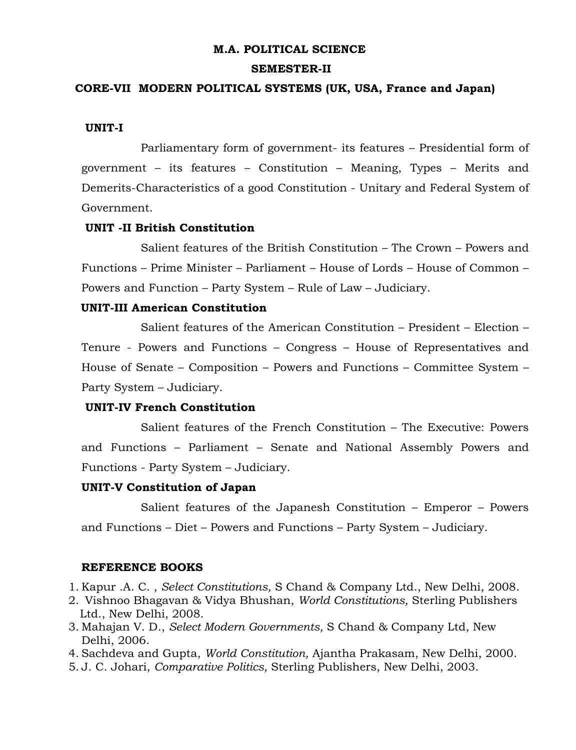# M.A. POLITICAL SCIENCE

## SEMESTER-II

## CORE-VII MODERN POLITICAL SYSTEMS (UK, USA, France and Japan)

### UNIT-I

Parliamentary form of government- its features – Presidential form of government – its features – Constitution – Meaning, Types – Merits and Demerits-Characteristics of a good Constitution - Unitary and Federal System of Government.

### UNIT -II British Constitution

Salient features of the British Constitution – The Crown – Powers and Functions – Prime Minister – Parliament – House of Lords – House of Common – Powers and Function – Party System – Rule of Law – Judiciary.

### UNIT-III American Constitution

Salient features of the American Constitution – President – Election – Tenure - Powers and Functions – Congress – House of Representatives and House of Senate – Composition – Powers and Functions – Committee System – Party System – Judiciary.

### UNIT-IV French Constitution

Salient features of the French Constitution – The Executive: Powers and Functions – Parliament – Senate and National Assembly Powers and Functions - Party System – Judiciary.

### UNIT-V Constitution of Japan

Salient features of the Japanesh Constitution – Emperor – Powers and Functions – Diet – Powers and Functions – Party System – Judiciary.

### REFERENCE BOOKS

1. Kapur .A. C. , *Select Constitutions,* S Chand & Company Ltd., New Delhi, 2008.
2. Vishnoo Bhagavan & Vidya Bhushan, *World Constitutions,* Sterling Publishers Ltd., New Delhi, 2008.
3. Mahajan V. D., *Select Modern Governments,* S Chand & Company Ltd, New Delhi, 2006.
4. Sachdeva and Gupta, *World Constitution,* Ajantha Prakasam, New Delhi, 2000.
5. J. C. Johari, *Comparative Politics,* Sterling Publishers, New Delhi, 2003.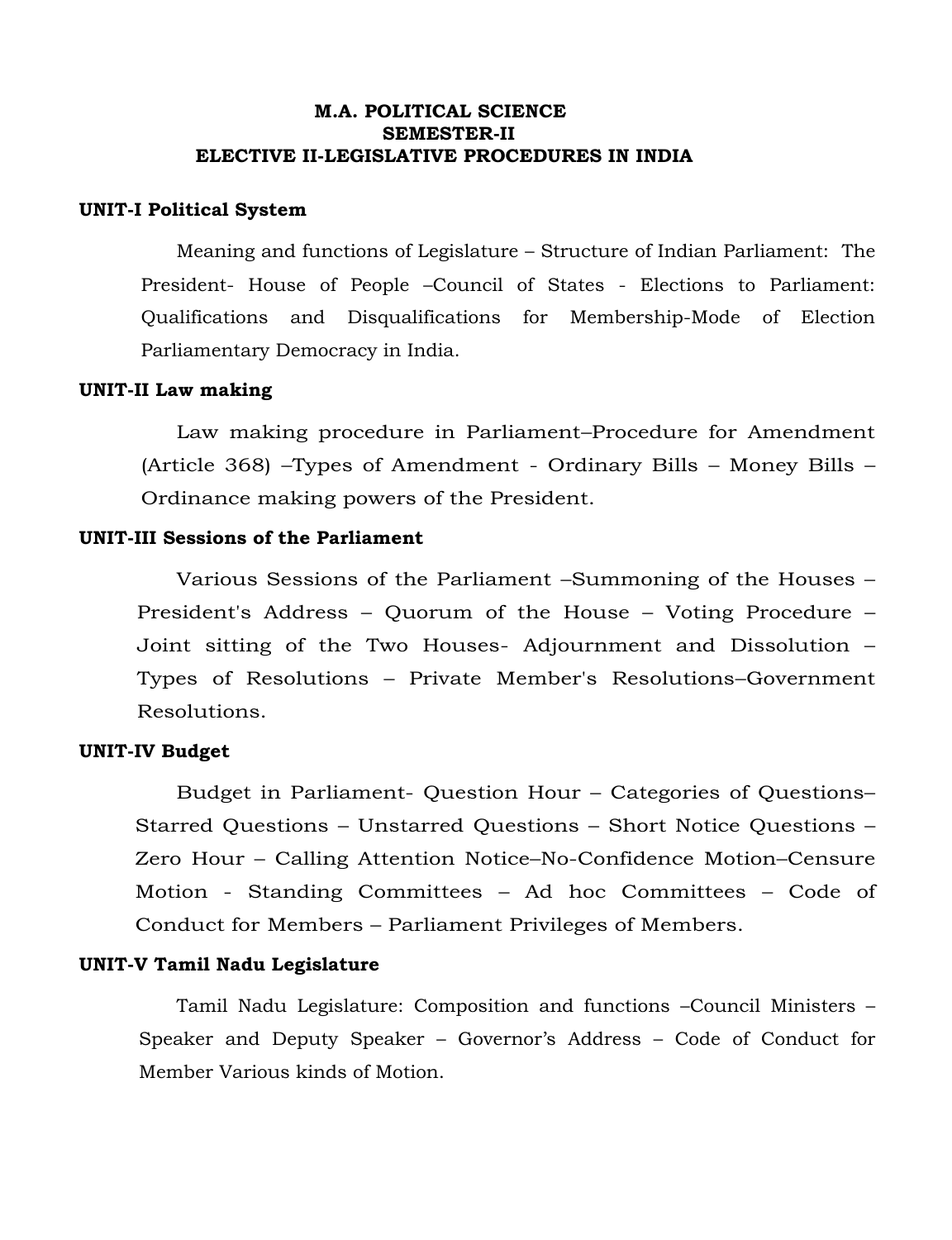# M.A. POLITICAL SCIENCE
## SEMESTER-II
## ELECTIVE II-LEGISLATIVE PROCEDURES IN INDIA

**UNIT-I Political System**

Meaning and functions of Legislature – Structure of Indian Parliament: The President- House of People –Council of States - Elections to Parliament: Qualifications and Disqualifications for Membership-Mode of Election Parliamentary Democracy in India.

**UNIT-II Law making**

Law making procedure in Parliament–Procedure for Amendment (Article 368) –Types of Amendment - Ordinary Bills – Money Bills – Ordinance making powers of the President.

**UNIT-III Sessions of the Parliament**

Various Sessions of the Parliament –Summoning of the Houses – President's Address – Quorum of the House – Voting Procedure – Joint sitting of the Two Houses- Adjournment and Dissolution – Types of Resolutions – Private Member's Resolutions–Government Resolutions.

**UNIT-IV Budget**

Budget in Parliament- Question Hour – Categories of Questions– Starred Questions – Unstarred Questions – Short Notice Questions – Zero Hour – Calling Attention Notice–No-Confidence Motion–Censure Motion - Standing Committees – Ad hoc Committees – Code of Conduct for Members – Parliament Privileges of Members.

**UNIT-V Tamil Nadu Legislature**

Tamil Nadu Legislature: Composition and functions –Council Ministers – Speaker and Deputy Speaker – Governor's Address – Code of Conduct for Member Various kinds of Motion.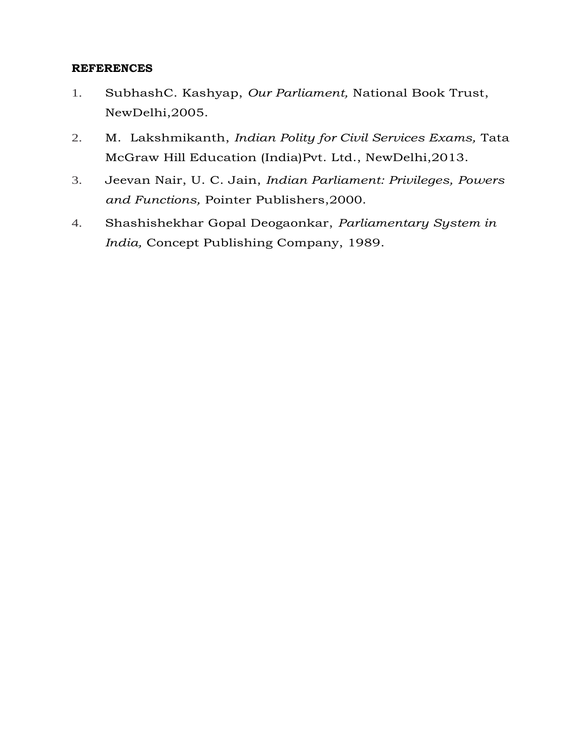**REFERENCES**

1. SubhashC. Kashyap, *Our Parliament,* National Book Trust, NewDelhi,2005.
2. M. Lakshmikanth, *Indian Polity for Civil Services Exams,* Tata McGraw Hill Education (India)Pvt. Ltd., NewDelhi,2013.
3. Jeevan Nair, U. C. Jain, *Indian Parliament: Privileges, Powers and Functions,* Pointer Publishers,2000.
4. Shashishekhar Gopal Deogaonkar, *Parliamentary System in India,* Concept Publishing Company, 1989.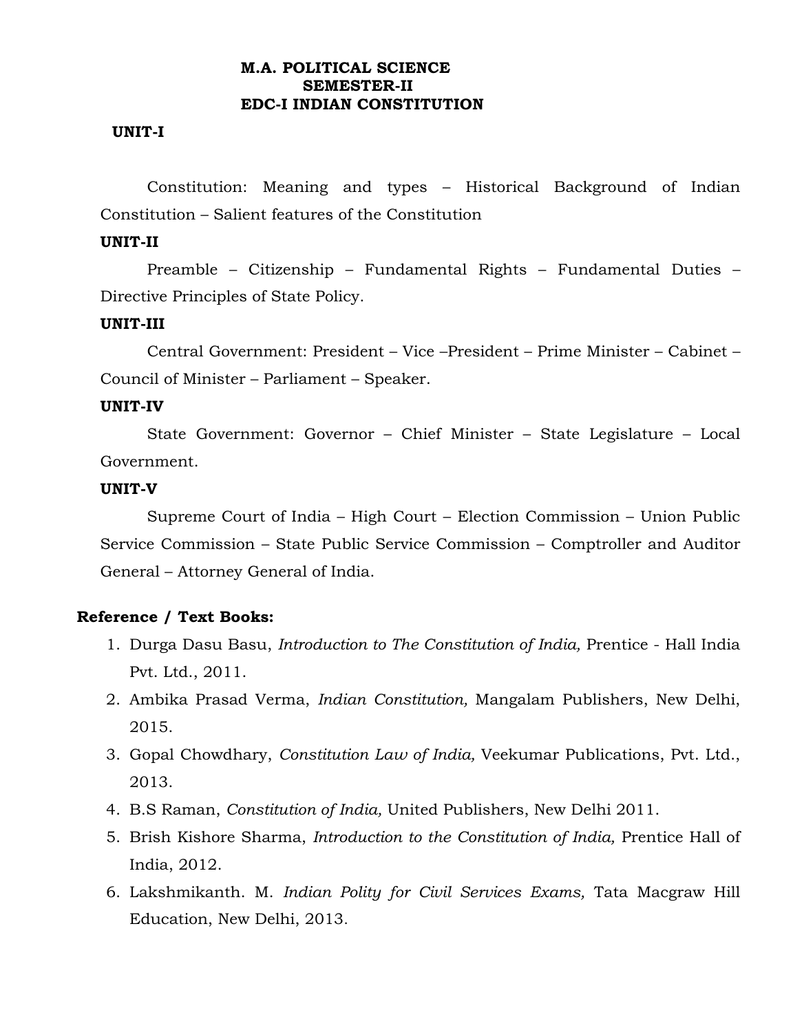# M.A. POLITICAL SCIENCE
## SEMESTER-II
## EDC-I INDIAN CONSTITUTION

### UNIT-I

Constitution: Meaning and types – Historical Background of Indian Constitution – Salient features of the Constitution

### UNIT-II

Preamble – Citizenship – Fundamental Rights – Fundamental Duties – Directive Principles of State Policy.

### UNIT-III

Central Government: President – Vice –President – Prime Minister – Cabinet – Council of Minister – Parliament – Speaker.

### UNIT-IV

State Government: Governor – Chief Minister – State Legislature – Local Government.

### UNIT-V

Supreme Court of India – High Court – Election Commission – Union Public Service Commission – State Public Service Commission – Comptroller and Auditor General – Attorney General of India.

**Reference / Text Books:**

1. Durga Dasu Basu, *Introduction to The Constitution of India,* Prentice - Hall India Pvt. Ltd., 2011.
2. Ambika Prasad Verma, *Indian Constitution,* Mangalam Publishers, New Delhi, 2015.
3. Gopal Chowdhary, *Constitution Law of India,* Veekumar Publications, Pvt. Ltd., 2013.
4. B.S Raman, *Constitution of India,* United Publishers, New Delhi 2011.
5. Brish Kishore Sharma, *Introduction to the Constitution of India,* Prentice Hall of India, 2012.
6. Lakshmikanth. M. *Indian Polity for Civil Services Exams,* Tata Macgraw Hill Education, New Delhi, 2013.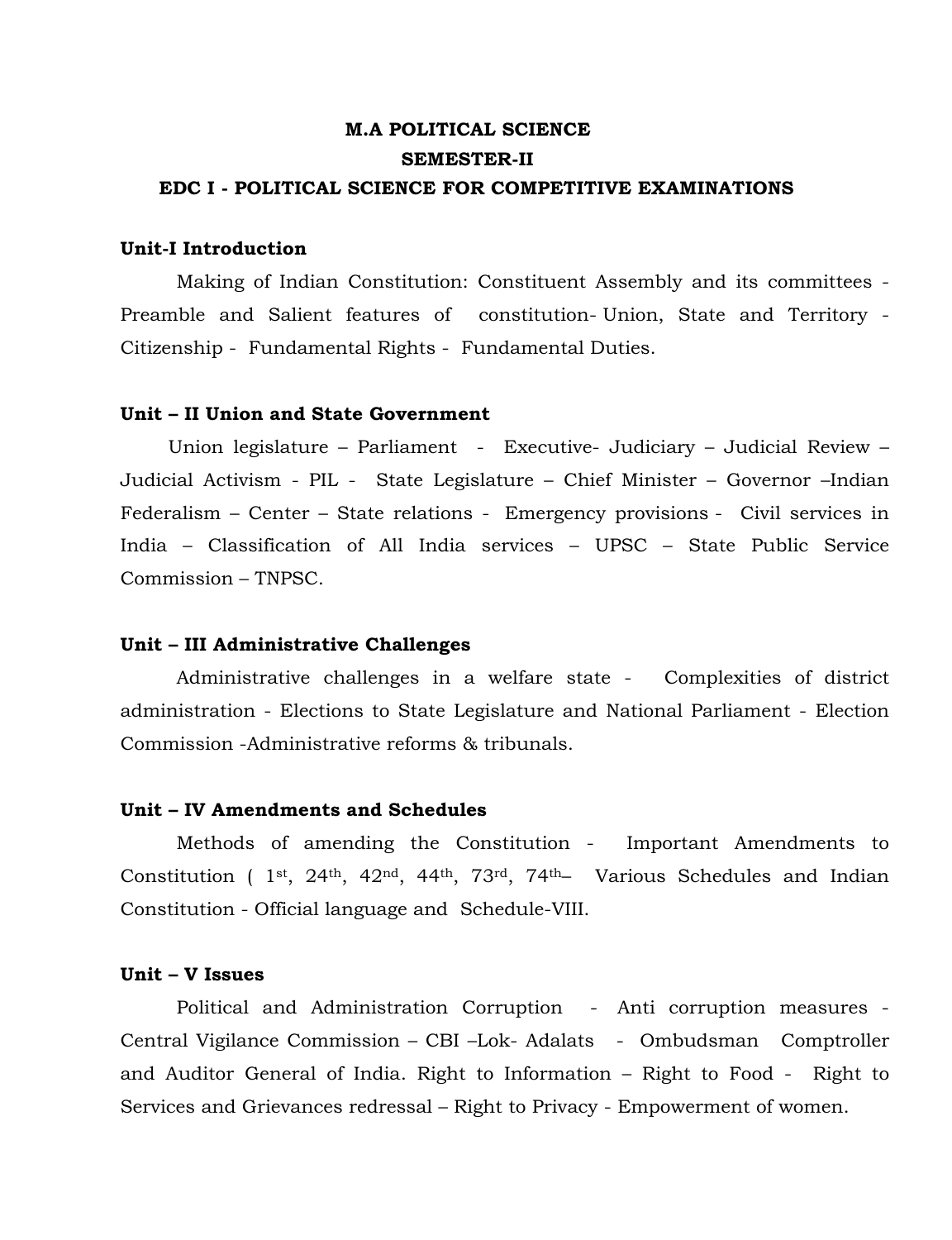# M.A POLITICAL SCIENCE

## SEMESTER-II

## EDC I - POLITICAL SCIENCE FOR COMPETITIVE EXAMINATIONS

**Unit-I Introduction**

Making of Indian Constitution: Constituent Assembly and its committees - Preamble and Salient features of constitution- Union, State and Territory - Citizenship - Fundamental Rights - Fundamental Duties.

**Unit – II Union and State Government**

Union legislature – Parliament - Executive- Judiciary – Judicial Review – Judicial Activism - PIL - State Legislature – Chief Minister – Governor –Indian Federalism – Center – State relations - Emergency provisions - Civil services in India – Classification of All India services – UPSC – State Public Service Commission – TNPSC.

**Unit – III Administrative Challenges**

Administrative challenges in a welfare state - Complexities of district administration - Elections to State Legislature and National Parliament - Election Commission -Administrative reforms & tribunals.

**Unit – IV Amendments and Schedules**

Methods of amending the Constitution - Important Amendments to Constitution ( 1st, 24th, 42nd, 44th, 73rd, 74th– Various Schedules and Indian Constitution - Official language and Schedule-VIII.

**Unit – V Issues**

Political and Administration Corruption - Anti corruption measures - Central Vigilance Commission – CBI –Lok- Adalats - Ombudsman Comptroller and Auditor General of India. Right to Information – Right to Food - Right to Services and Grievances redressal – Right to Privacy - Empowerment of women.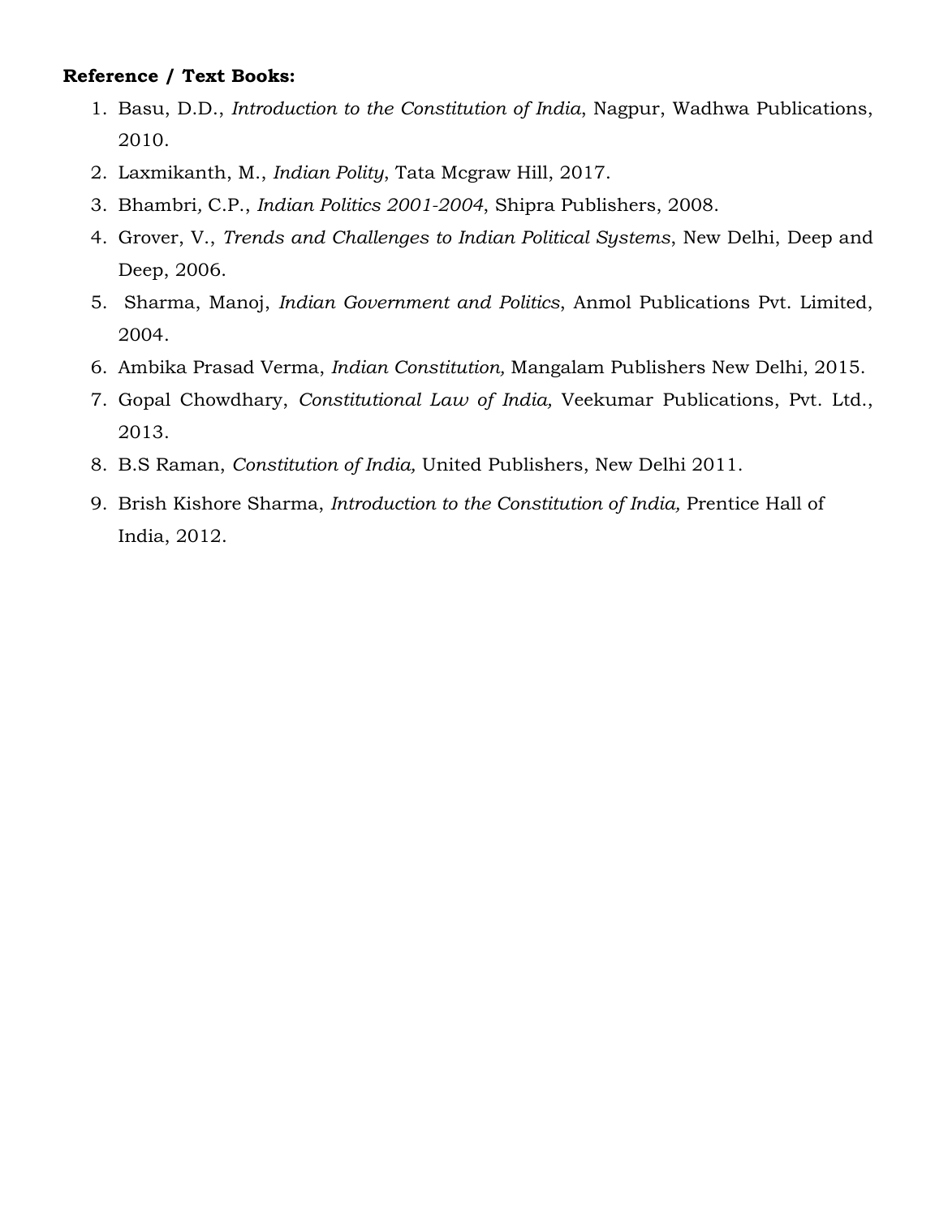**Reference / Text Books:**

1. Basu, D.D., *Introduction to the Constitution of India*, Nagpur, Wadhwa Publications, 2010.
2. Laxmikanth, M., *Indian Polity*, Tata Mcgraw Hill, 2017.
3. Bhambri, C.P., *Indian Politics 2001-2004*, Shipra Publishers, 2008.
4. Grover, V., *Trends and Challenges to Indian Political Systems*, New Delhi, Deep and Deep, 2006.
5. Sharma, Manoj, *Indian Government and Politics*, Anmol Publications Pvt. Limited, 2004.
6. Ambika Prasad Verma, *Indian Constitution,* Mangalam Publishers New Delhi, 2015.
7. Gopal Chowdhary, *Constitutional Law of India,* Veekumar Publications, Pvt. Ltd., 2013.
8. B.S Raman, *Constitution of India,* United Publishers, New Delhi 2011.
9. Brish Kishore Sharma, *Introduction to the Constitution of India,* Prentice Hall of India, 2012.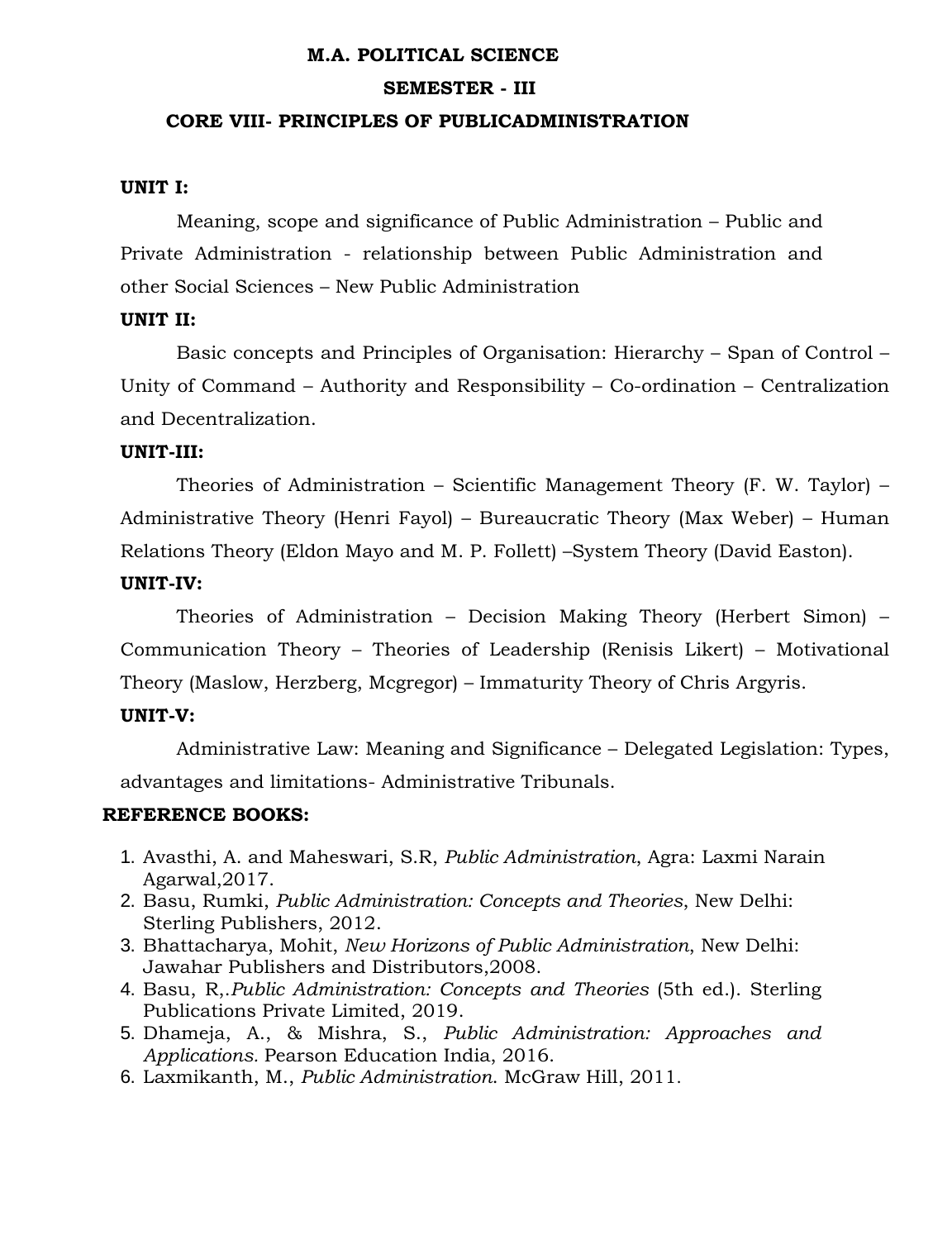# M.A. POLITICAL SCIENCE

## SEMESTER - III

## CORE VIII- PRINCIPLES OF PUBLICADMINISTRATION

**UNIT I:**

Meaning, scope and significance of Public Administration – Public and Private Administration - relationship between Public Administration and other Social Sciences – New Public Administration

**UNIT II:**

Basic concepts and Principles of Organisation: Hierarchy – Span of Control – Unity of Command – Authority and Responsibility – Co-ordination – Centralization and Decentralization.

**UNIT-III:**

Theories of Administration – Scientific Management Theory (F. W. Taylor) – Administrative Theory (Henri Fayol) – Bureaucratic Theory (Max Weber) – Human Relations Theory (Eldon Mayo and M. P. Follett) –System Theory (David Easton).

**UNIT-IV:**

Theories of Administration – Decision Making Theory (Herbert Simon) – Communication Theory – Theories of Leadership (Renisis Likert) – Motivational Theory (Maslow, Herzberg, Mcgregor) – Immaturity Theory of Chris Argyris.

**UNIT-V:**

Administrative Law: Meaning and Significance – Delegated Legislation: Types, advantages and limitations- Administrative Tribunals.

**REFERENCE BOOKS:**

1. Avasthi, A. and Maheswari, S.R, *Public Administration*, Agra: Laxmi Narain Agarwal,2017.
2. Basu, Rumki, *Public Administration: Concepts and Theories*, New Delhi: Sterling Publishers, 2012.
3. Bhattacharya, Mohit, *New Horizons of Public Administration*, New Delhi: Jawahar Publishers and Distributors,2008.
4. Basu, R,.*Public Administration: Concepts and Theories* (5th ed.). Sterling Publications Private Limited, 2019.
5. Dhameja, A., & Mishra, S., *Public Administration: Approaches and Applications.* Pearson Education India, 2016.
6. Laxmikanth, M., *Public Administration*. McGraw Hill, 2011.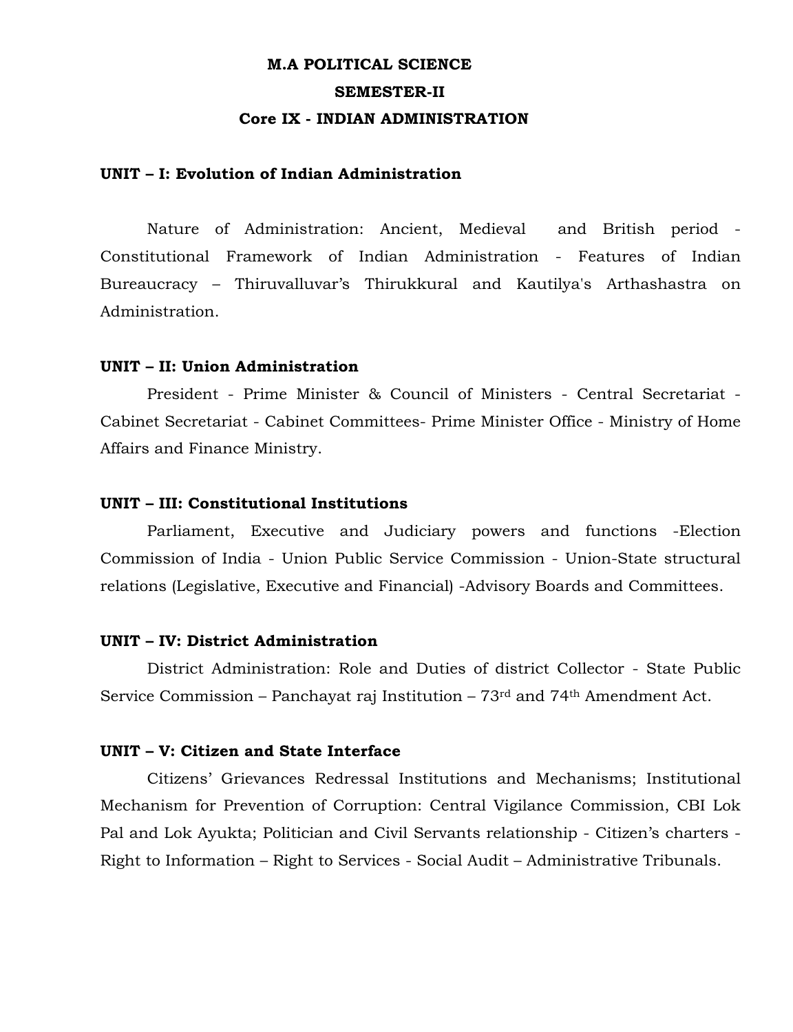# M.A POLITICAL SCIENCE

## SEMESTER-II

## Core IX - INDIAN ADMINISTRATION

**UNIT – I: Evolution of Indian Administration**

Nature of Administration: Ancient, Medieval and British period - Constitutional Framework of Indian Administration - Features of Indian Bureaucracy – Thiruvalluvar's Thirukkural and Kautilya's Arthashastra on Administration.

**UNIT – II: Union Administration**

President - Prime Minister & Council of Ministers - Central Secretariat - Cabinet Secretariat - Cabinet Committees- Prime Minister Office - Ministry of Home Affairs and Finance Ministry.

**UNIT – III: Constitutional Institutions**

Parliament, Executive and Judiciary powers and functions -Election Commission of India - Union Public Service Commission - Union-State structural relations (Legislative, Executive and Financial) -Advisory Boards and Committees.

**UNIT – IV: District Administration**

District Administration: Role and Duties of district Collector - State Public Service Commission – Panchayat raj Institution – 73rd and 74th Amendment Act.

**UNIT – V: Citizen and State Interface**

Citizens' Grievances Redressal Institutions and Mechanisms; Institutional Mechanism for Prevention of Corruption: Central Vigilance Commission, CBI Lok Pal and Lok Ayukta; Politician and Civil Servants relationship - Citizen's charters - Right to Information – Right to Services - Social Audit – Administrative Tribunals.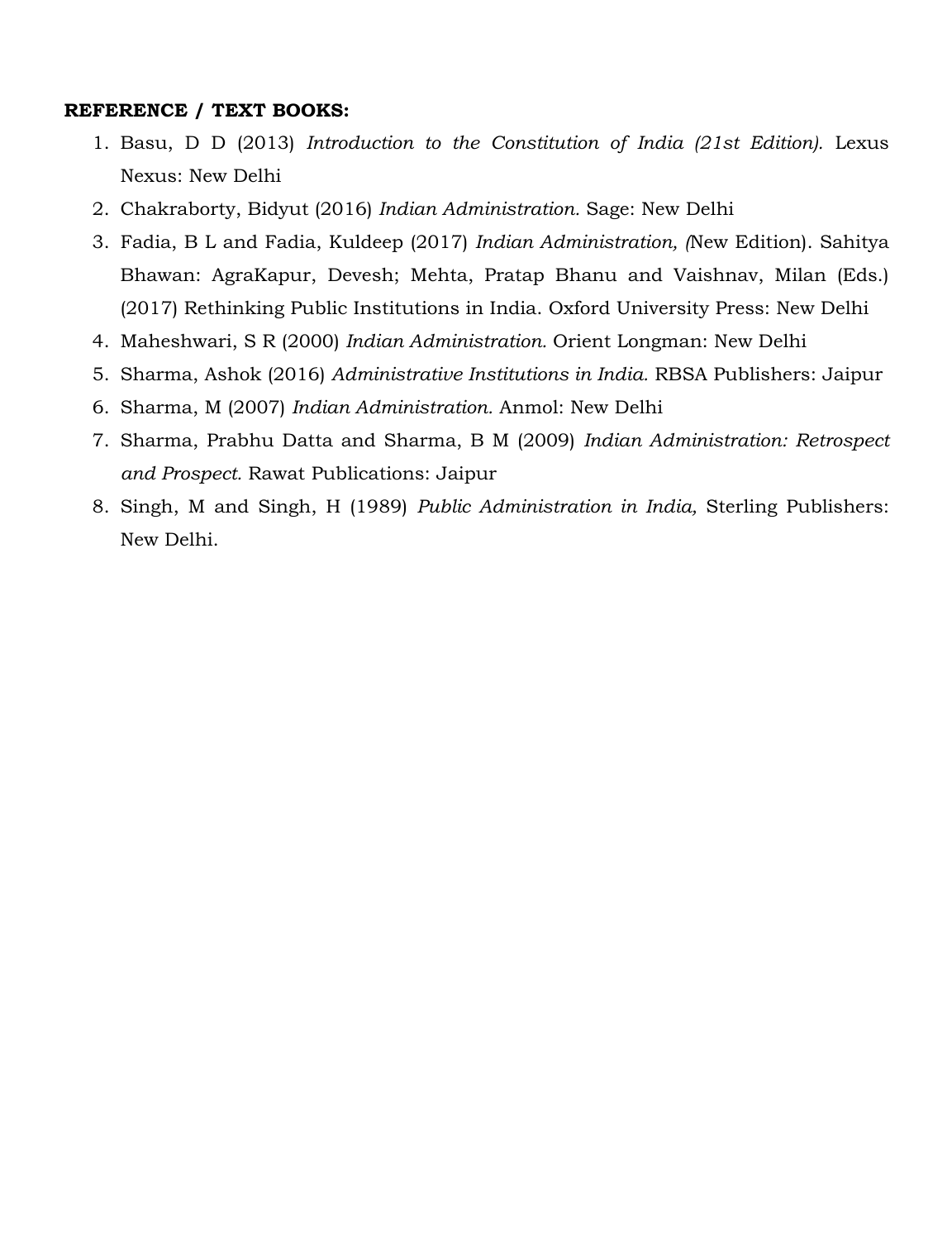**REFERENCE / TEXT BOOKS:**

1. Basu, D D (2013) *Introduction to the Constitution of India (21st Edition).* Lexus Nexus: New Delhi
2. Chakraborty, Bidyut (2016) *Indian Administration.* Sage: New Delhi
3. Fadia, B L and Fadia, Kuldeep (2017) *Indian Administration, (*New Edition). Sahitya Bhawan: AgraKapur, Devesh; Mehta, Pratap Bhanu and Vaishnav, Milan (Eds.) (2017) Rethinking Public Institutions in India. Oxford University Press: New Delhi
4. Maheshwari, S R (2000) *Indian Administration.* Orient Longman: New Delhi
5. Sharma, Ashok (2016) *Administrative Institutions in India.* RBSA Publishers: Jaipur
6. Sharma, M (2007) *Indian Administration.* Anmol: New Delhi
7. Sharma, Prabhu Datta and Sharma, B M (2009) *Indian Administration: Retrospect and Prospect.* Rawat Publications: Jaipur
8. Singh, M and Singh, H (1989) *Public Administration in India,* Sterling Publishers: New Delhi.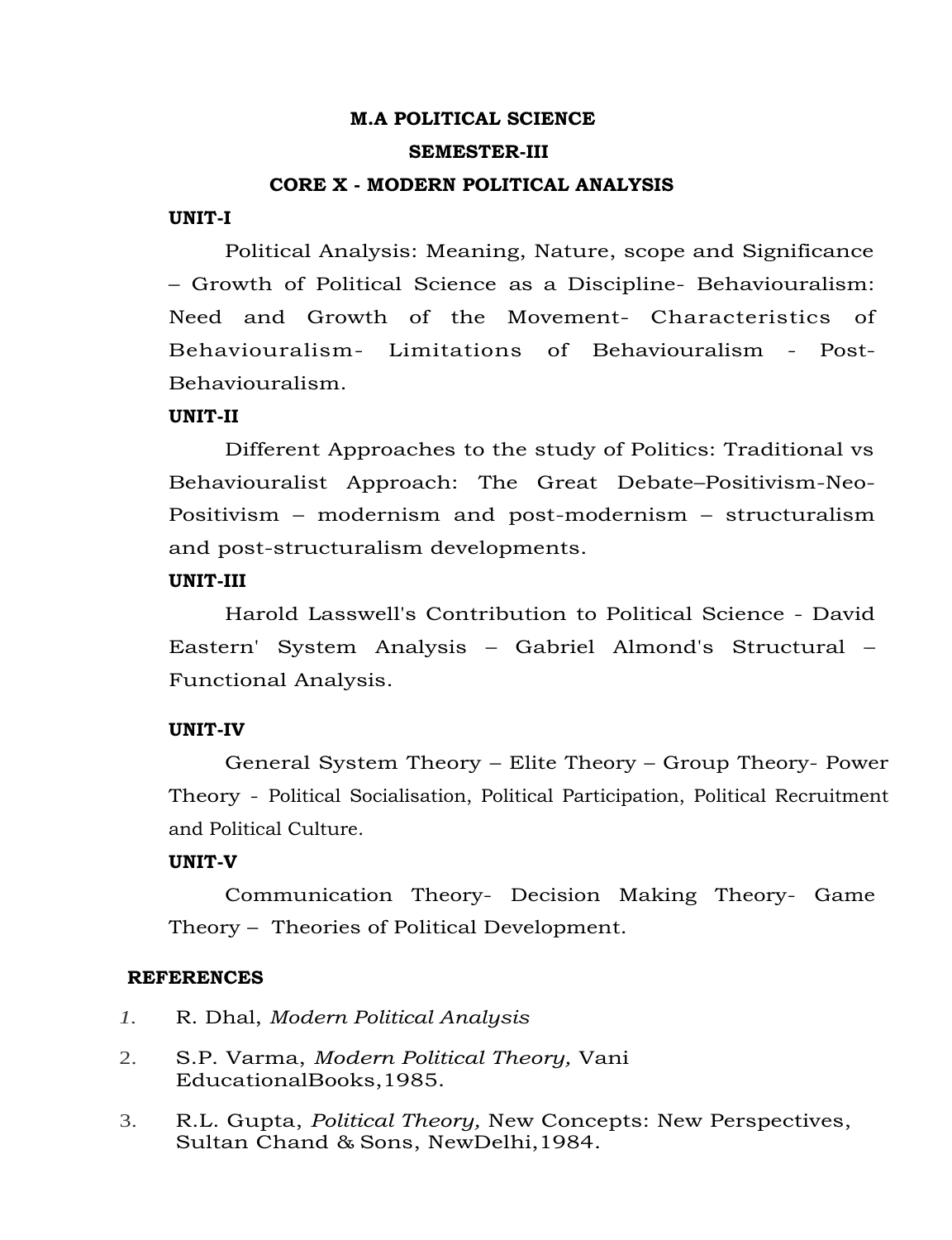# M.A POLITICAL SCIENCE

## SEMESTER-III

## CORE X - MODERN POLITICAL ANALYSIS

**UNIT-I**

Political Analysis: Meaning, Nature, scope and Significance – Growth of Political Science as a Discipline- Behaviouralism: Need and Growth of the Movement- Characteristics of Behaviouralism- Limitations of Behaviouralism - Post-Behaviouralism.

**UNIT-II**

Different Approaches to the study of Politics: Traditional vs Behaviouralist Approach: The Great Debate–Positivism-Neo-Positivism – modernism and post-modernism – structuralism and post-structuralism developments.

**UNIT-III**

Harold Lasswell's Contribution to Political Science - David Eastern' System Analysis – Gabriel Almond's Structural – Functional Analysis.

**UNIT-IV**

General System Theory – Elite Theory – Group Theory- Power Theory - Political Socialisation, Political Participation, Political Recruitment and Political Culture.

**UNIT-V**

Communication Theory- Decision Making Theory- Game Theory – Theories of Political Development.

**REFERENCES**

1. R. Dhal, *Modern Political Analysis*
2. S.P. Varma, *Modern Political Theory,* Vani EducationalBooks,1985.
3. R.L. Gupta, *Political Theory,* New Concepts: New Perspectives, Sultan Chand & Sons, NewDelhi,1984.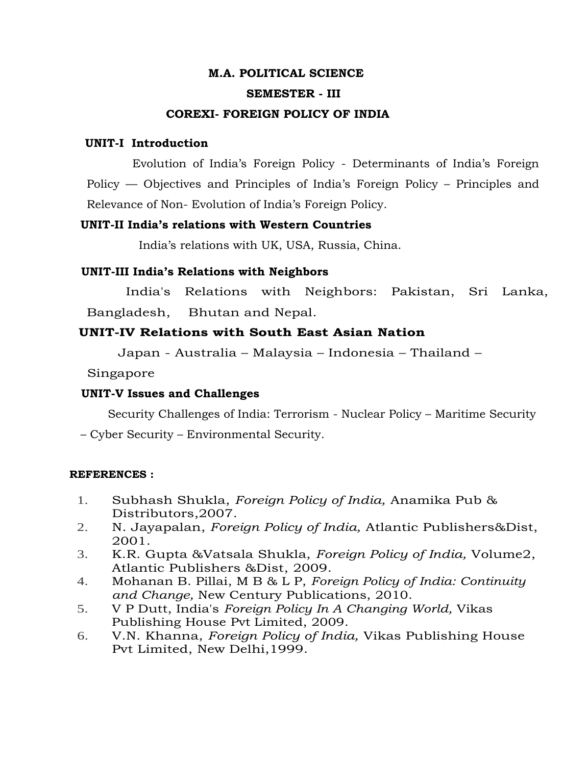# M.A. POLITICAL SCIENCE

## SEMESTER - III

## COREXI- FOREIGN POLICY OF INDIA

### UNIT-I Introduction

Evolution of India's Foreign Policy - Determinants of India's Foreign Policy — Objectives and Principles of India's Foreign Policy – Principles and Relevance of Non- Evolution of India's Foreign Policy.

### UNIT-II India's relations with Western Countries

India's relations with UK, USA, Russia, China.

### UNIT-III India's Relations with Neighbors

India's Relations with Neighbors: Pakistan, Sri Lanka, Bangladesh, Bhutan and Nepal.

### UNIT-IV Relations with South East Asian Nation

Japan - Australia – Malaysia – Indonesia – Thailand – Singapore

### UNIT-V Issues and Challenges

Security Challenges of India: Terrorism - Nuclear Policy – Maritime Security – Cyber Security – Environmental Security.

**REFERENCES :**

1. Subhash Shukla, *Foreign Policy of India,* Anamika Pub & Distributors,2007.
2. N. Jayapalan, *Foreign Policy of India,* Atlantic Publishers&Dist, 2001.
3. K.R. Gupta &Vatsala Shukla, *Foreign Policy of India,* Volume2, Atlantic Publishers &Dist, 2009.
4. Mohanan B. Pillai, M B & L P, *Foreign Policy of India: Continuity and Change,* New Century Publications, 2010.
5. V P Dutt, India's *Foreign Policy In A Changing World,* Vikas Publishing House Pvt Limited, 2009.
6. V.N. Khanna, *Foreign Policy of India,* Vikas Publishing House Pvt Limited, New Delhi,1999.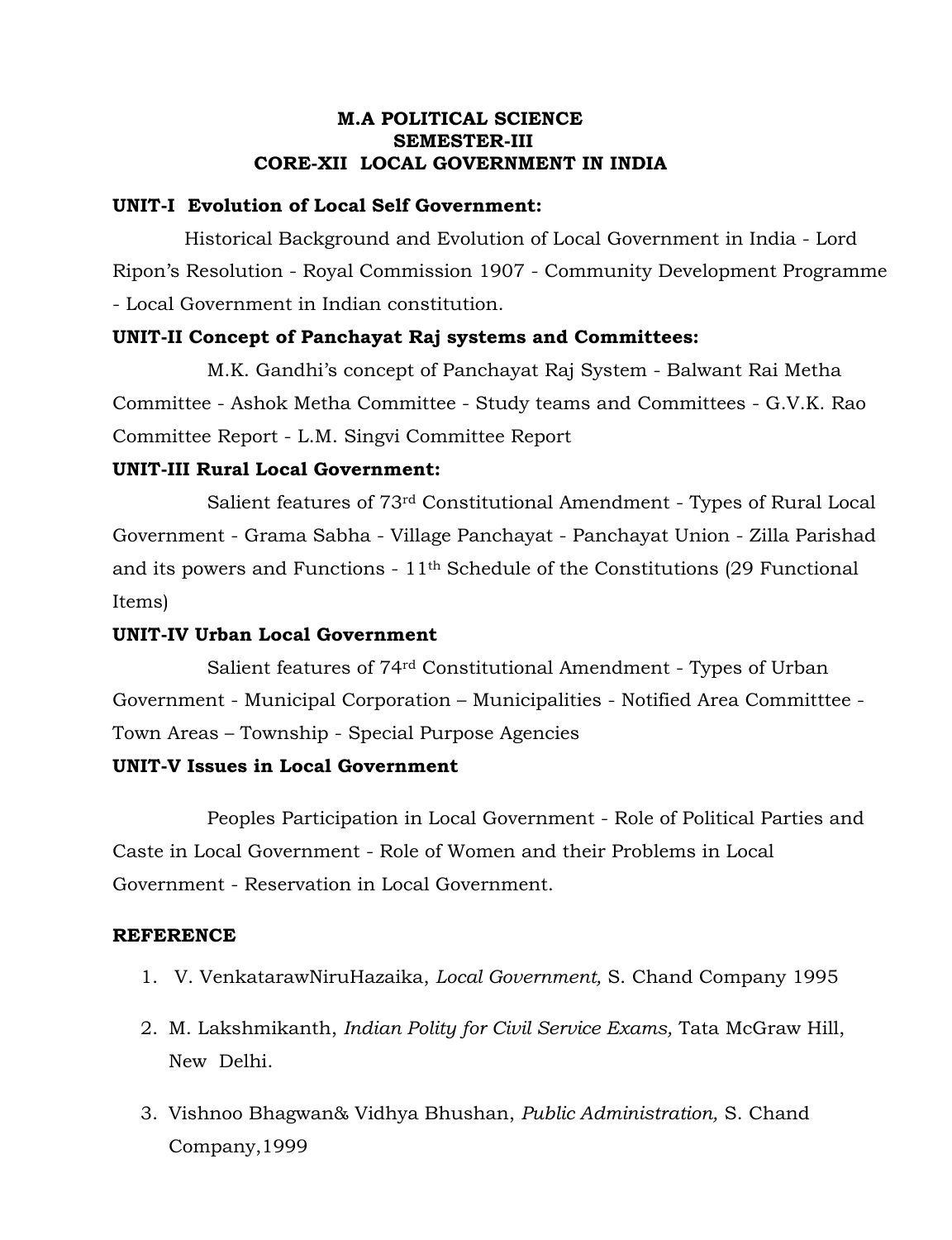# M.A POLITICAL SCIENCE
## SEMESTER-III
## CORE-XII LOCAL GOVERNMENT IN INDIA

**UNIT-I Evolution of Local Self Government:**

Historical Background and Evolution of Local Government in India - Lord Ripon's Resolution - Royal Commission 1907 - Community Development Programme - Local Government in Indian constitution.

**UNIT-II Concept of Panchayat Raj systems and Committees:**

M.K. Gandhi's concept of Panchayat Raj System - Balwant Rai Metha Committee - Ashok Metha Committee - Study teams and Committees - G.V.K. Rao Committee Report - L.M. Singvi Committee Report

**UNIT-III Rural Local Government:**

Salient features of 73rd Constitutional Amendment - Types of Rural Local Government - Grama Sabha - Village Panchayat - Panchayat Union - Zilla Parishad and its powers and Functions - 11th Schedule of the Constitutions (29 Functional Items)

**UNIT-IV Urban Local Government**

Salient features of 74rd Constitutional Amendment - Types of Urban Government - Municipal Corporation – Municipalities - Notified Area Committtee - Town Areas – Township - Special Purpose Agencies

**UNIT-V Issues in Local Government**

Peoples Participation in Local Government - Role of Political Parties and Caste in Local Government - Role of Women and their Problems in Local Government - Reservation in Local Government.

**REFERENCE**

1. V. VenkatarawNiruHazaika, *Local Government,* S. Chand Company 1995
2. M. Lakshmikanth, *Indian Polity for Civil Service Exams,* Tata McGraw Hill, New Delhi.
3. Vishnoo Bhagwan& Vidhya Bhushan, *Public Administration,* S. Chand Company,1999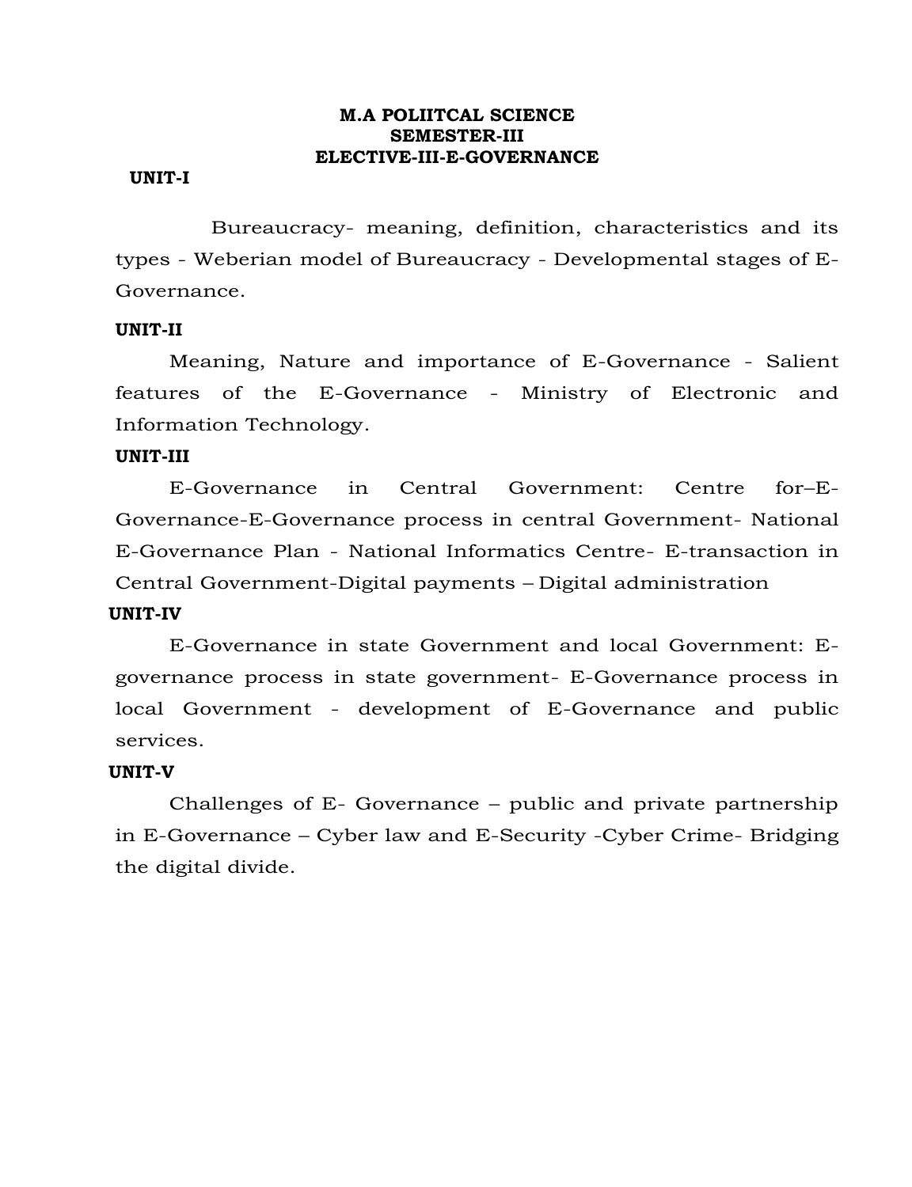**M.A POLIITCAL SCIENCE**
**SEMESTER-III**
**ELECTIVE-III-E-GOVERNANCE**

**UNIT-I**

Bureaucracy- meaning, definition, characteristics and its types - Weberian model of Bureaucracy - Developmental stages of E-Governance.

**UNIT-II**

Meaning, Nature and importance of E-Governance - Salient features of the E-Governance - Ministry of Electronic and Information Technology.

**UNIT-III**

E-Governance in Central Government: Centre for–E-Governance-E-Governance process in central Government- National E-Governance Plan - National Informatics Centre- E-transaction in Central Government-Digital payments – Digital administration

**UNIT-IV**

E-Governance in state Government and local Government: E-governance process in state government- E-Governance process in local Government - development of E-Governance and public services.

**UNIT-V**

Challenges of E- Governance – public and private partnership in E-Governance – Cyber law and E-Security -Cyber Crime- Bridging the digital divide.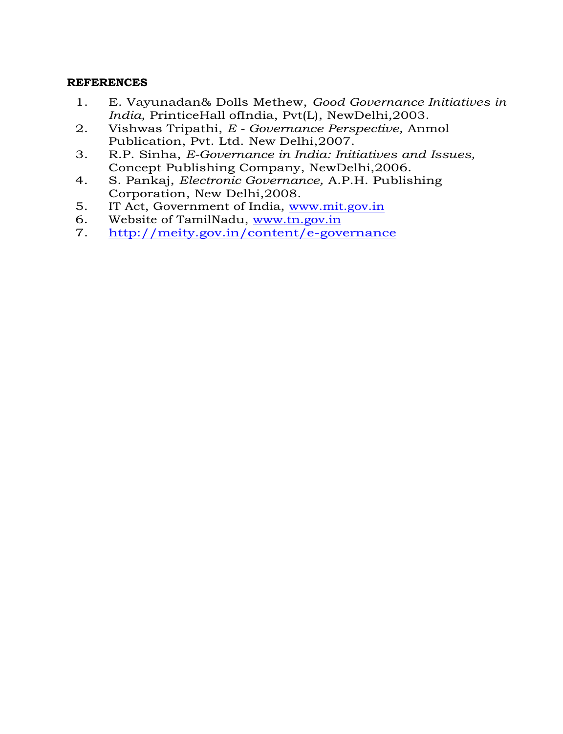**REFERENCES**

1. E. Vayunadan& Dolls Methew, *Good Governance Initiatives in India,* PrinticeHall ofIndia, Pvt(L), NewDelhi,2003.
2. Vishwas Tripathi, *E - Governance Perspective,* Anmol Publication, Pvt. Ltd. New Delhi,2007.
3. R.P. Sinha, *E-Governance in India: Initiatives and Issues,* Concept Publishing Company, NewDelhi,2006.
4. S. Pankaj, *Electronic Governance,* A.P.H. Publishing Corporation, New Delhi,2008.
5. IT Act, Government of India, www.mit.gov.in
6. Website of TamilNadu, www.tn.gov.in
7. http://meity.gov.in/content/e-governance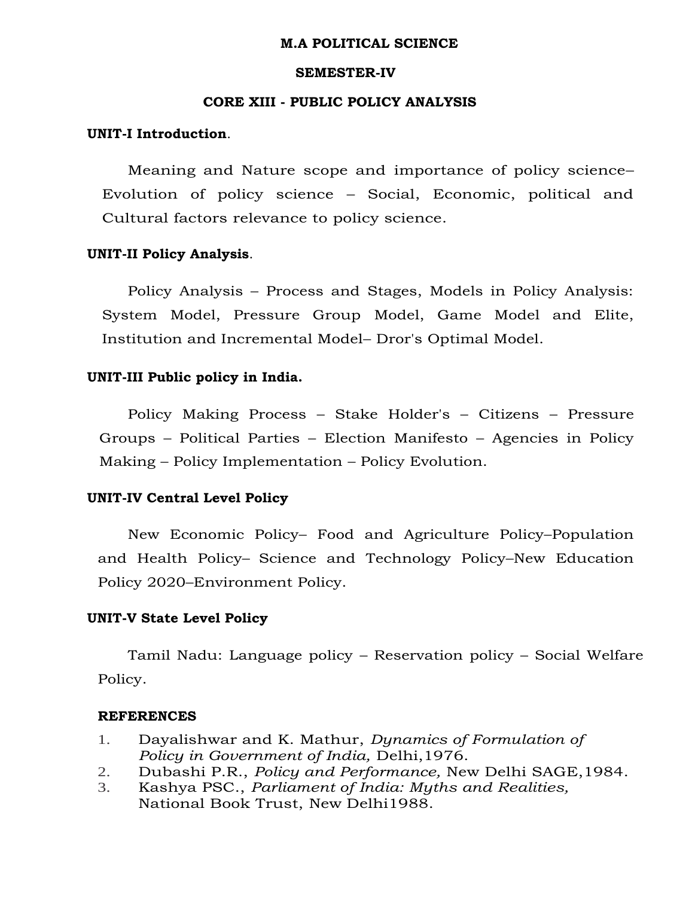**M.A POLITICAL SCIENCE**

**SEMESTER-IV**

**CORE XIII - PUBLIC POLICY ANALYSIS**

**UNIT-I Introduction**.

Meaning and Nature scope and importance of policy science– Evolution of policy science – Social, Economic, political and Cultural factors relevance to policy science.

**UNIT-II Policy Analysis**.

Policy Analysis – Process and Stages, Models in Policy Analysis: System Model, Pressure Group Model, Game Model and Elite, Institution and Incremental Model– Dror's Optimal Model.

**UNIT-III Public policy in India.**

Policy Making Process – Stake Holder's – Citizens – Pressure Groups – Political Parties – Election Manifesto – Agencies in Policy Making – Policy Implementation – Policy Evolution.

**UNIT-IV Central Level Policy**

New Economic Policy– Food and Agriculture Policy–Population and Health Policy– Science and Technology Policy–New Education Policy 2020–Environment Policy.

**UNIT-V State Level Policy**

Tamil Nadu: Language policy – Reservation policy – Social Welfare Policy.

**REFERENCES**

1. Dayalishwar and K. Mathur, *Dynamics of Formulation of Policy in Government of India,* Delhi,1976.
2. Dubashi P.R., *Policy and Performance,* New Delhi SAGE,1984.
3. Kashya PSC., *Parliament of India: Myths and Realities,* National Book Trust, New Delhi1988.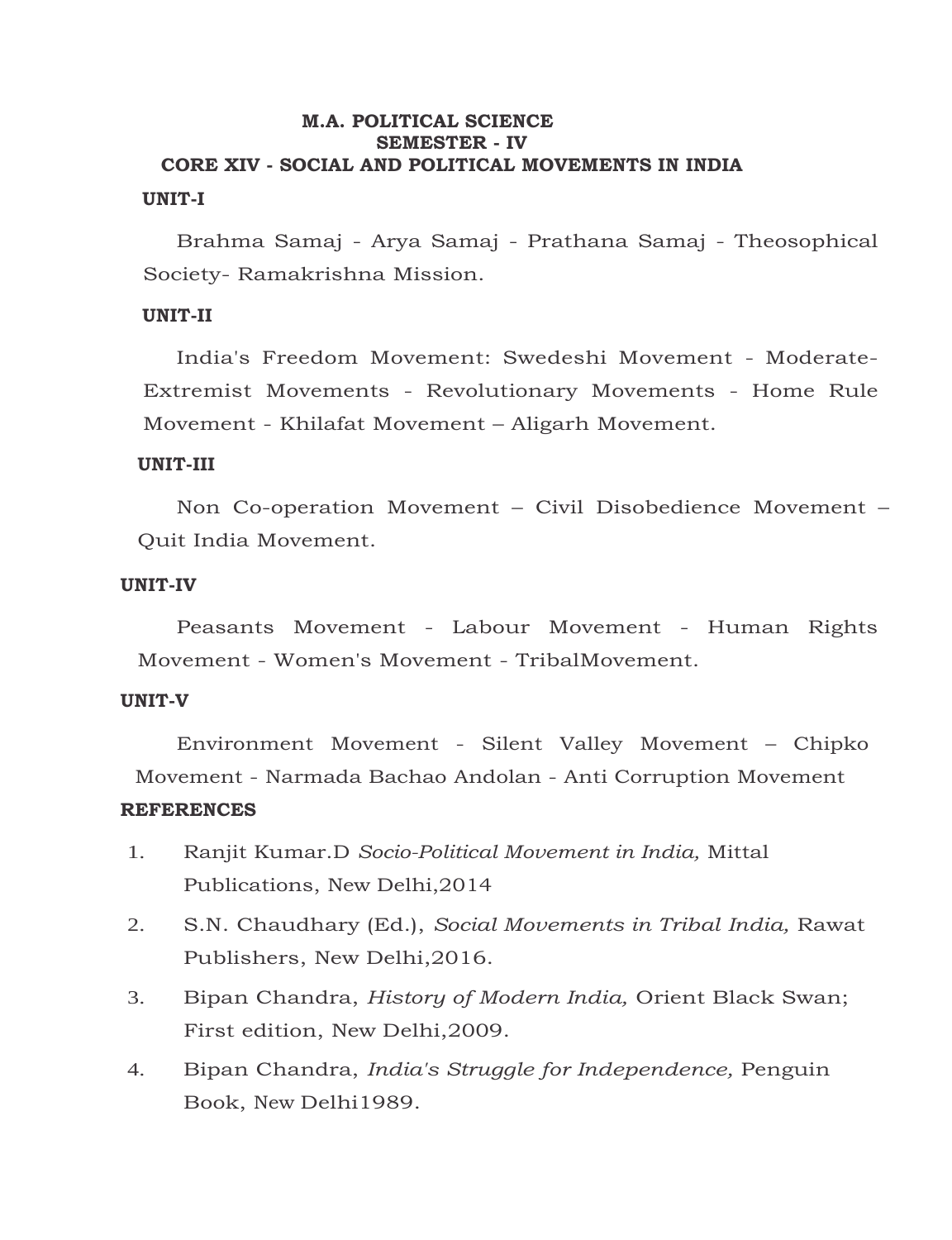**M.A. POLITICAL SCIENCE**
**SEMESTER - IV**
**CORE XIV - SOCIAL AND POLITICAL MOVEMENTS IN INDIA**

**UNIT-I**

Brahma Samaj - Arya Samaj - Prathana Samaj - Theosophical Society- Ramakrishna Mission.

**UNIT-II**

India's Freedom Movement: Swedeshi Movement - Moderate-Extremist Movements - Revolutionary Movements - Home Rule Movement - Khilafat Movement – Aligarh Movement.

**UNIT-III**

Non Co-operation Movement – Civil Disobedience Movement – Quit India Movement.

**UNIT-IV**

Peasants Movement - Labour Movement - Human Rights Movement - Women's Movement - TribalMovement.

**UNIT-V**

Environment Movement - Silent Valley Movement – Chipko Movement - Narmada Bachao Andolan - Anti Corruption Movement

**REFERENCES**

1. Ranjit Kumar.D *Socio-Political Movement in India,* Mittal Publications, New Delhi,2014
2. S.N. Chaudhary (Ed.), *Social Movements in Tribal India,* Rawat Publishers, New Delhi,2016.
3. Bipan Chandra, *History of Modern India,* Orient Black Swan; First edition, New Delhi,2009.
4. Bipan Chandra, *India's Struggle for Independence,* Penguin Book, New Delhi1989.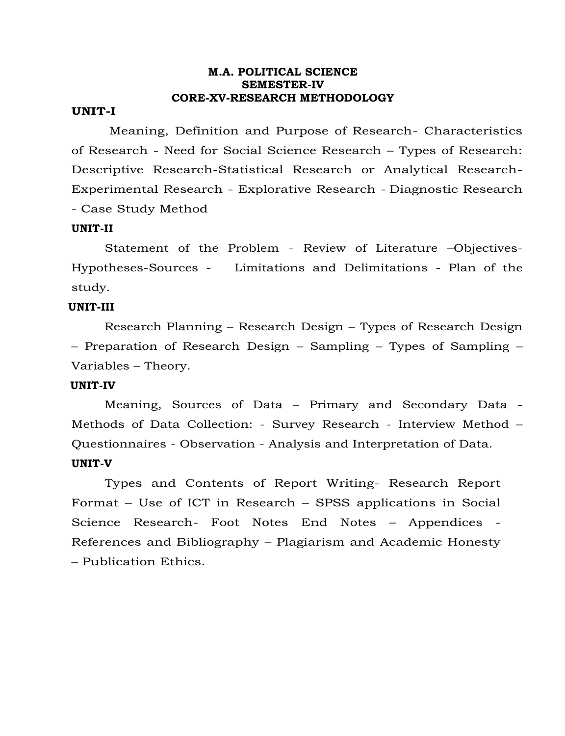**M.A. POLITICAL SCIENCE**
**SEMESTER-IV**
**CORE-XV-RESEARCH METHODOLOGY**

**UNIT-I**

Meaning, Definition and Purpose of Research- Characteristics of Research - Need for Social Science Research – Types of Research: Descriptive Research-Statistical Research or Analytical Research-Experimental Research - Explorative Research - Diagnostic Research - Case Study Method

**UNIT-II**

Statement of the Problem - Review of Literature –Objectives-Hypotheses-Sources - Limitations and Delimitations - Plan of the study.

**UNIT-III**

Research Planning – Research Design – Types of Research Design – Preparation of Research Design – Sampling – Types of Sampling – Variables – Theory.

**UNIT-IV**

Meaning, Sources of Data – Primary and Secondary Data - Methods of Data Collection: - Survey Research - Interview Method – Questionnaires - Observation - Analysis and Interpretation of Data.

**UNIT-V**

Types and Contents of Report Writing- Research Report Format – Use of ICT in Research – SPSS applications in Social Science Research- Foot Notes End Notes – Appendices - References and Bibliography – Plagiarism and Academic Honesty – Publication Ethics.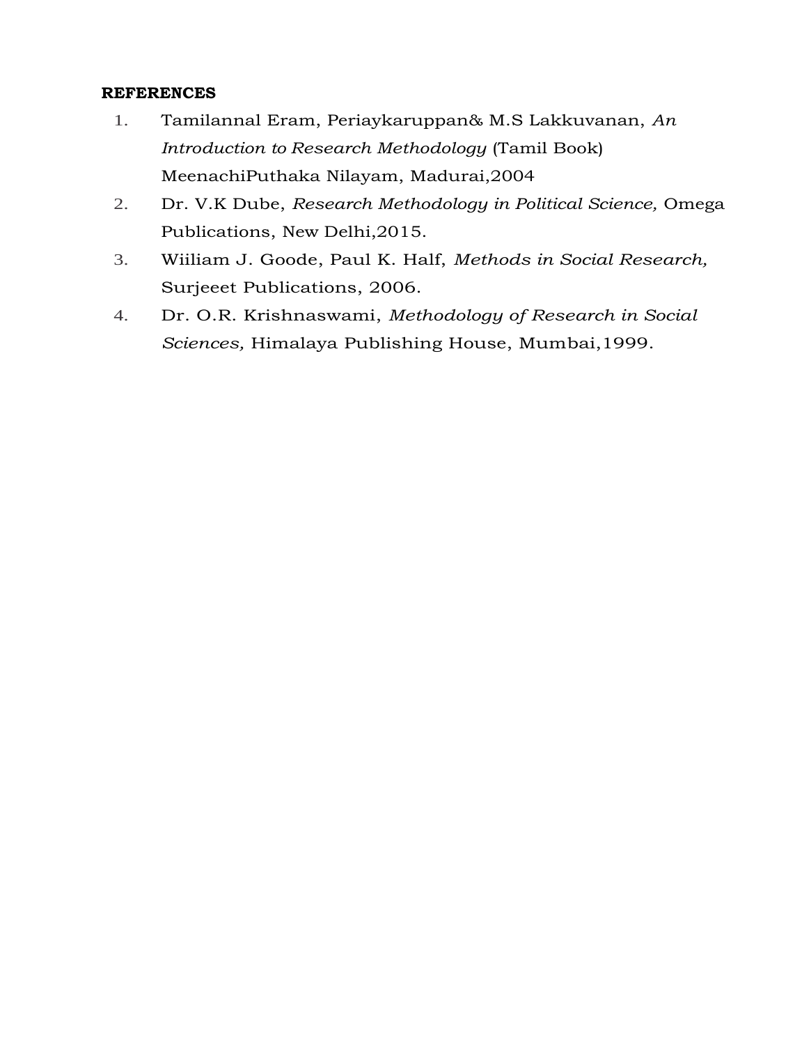**REFERENCES**

1. Tamilannal Eram, Periaykaruppan& M.S Lakkuvanan, *An Introduction to Research Methodology* (Tamil Book) MeenachiPuthaka Nilayam, Madurai,2004
2. Dr. V.K Dube, *Research Methodology in Political Science,* Omega Publications, New Delhi,2015.
3. Wiiliam J. Goode, Paul K. Half, *Methods in Social Research,* Surjeeet Publications, 2006.
4. Dr. O.R. Krishnaswami, *Methodology of Research in Social Sciences,* Himalaya Publishing House, Mumbai,1999.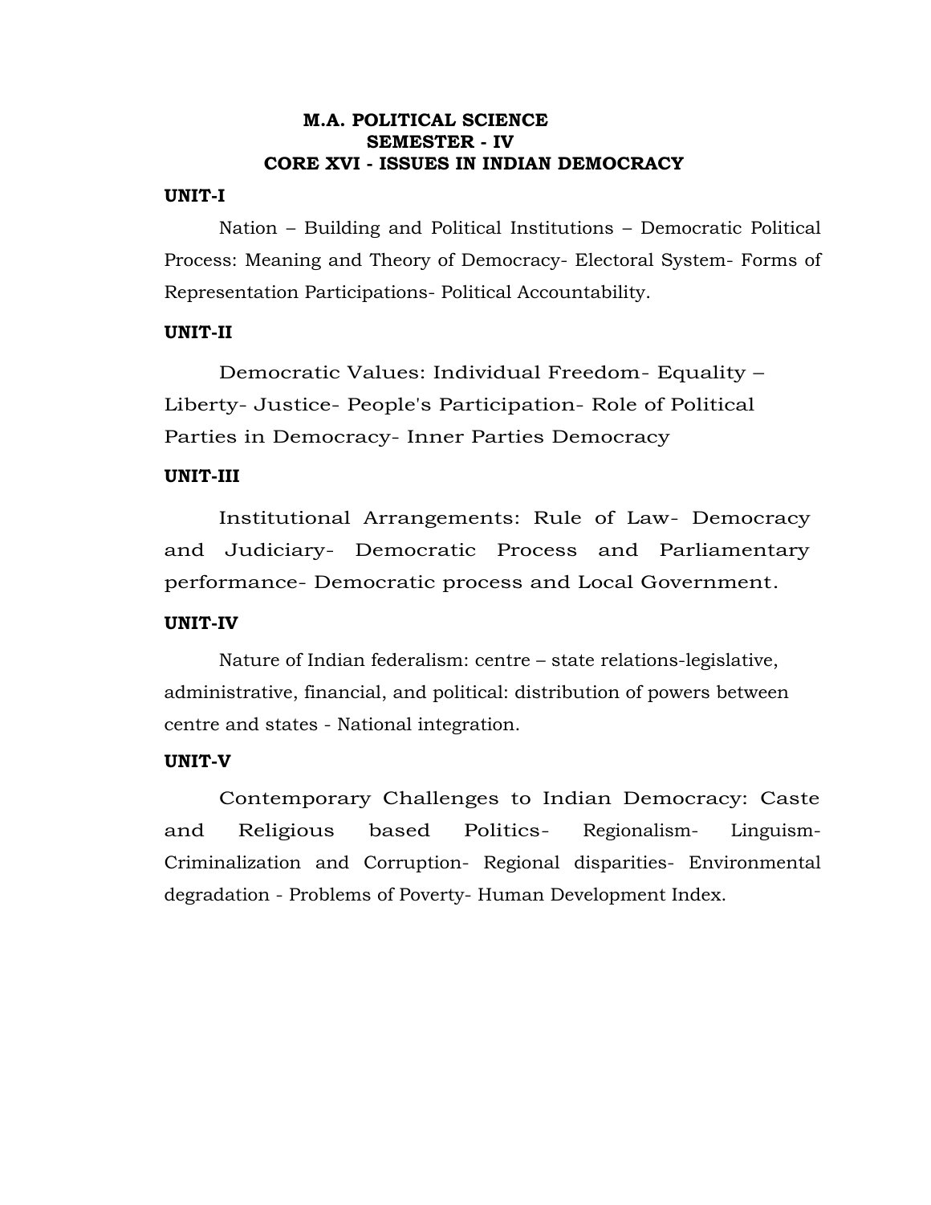# M.A. POLITICAL SCIENCE
## SEMESTER - IV
## CORE XVI - ISSUES IN INDIAN DEMOCRACY

**UNIT-I**

Nation – Building and Political Institutions – Democratic Political Process: Meaning and Theory of Democracy- Electoral System- Forms of Representation Participations- Political Accountability.

**UNIT-II**

Democratic Values: Individual Freedom- Equality – Liberty- Justice- People's Participation- Role of Political Parties in Democracy- Inner Parties Democracy

**UNIT-III**

Institutional Arrangements: Rule of Law- Democracy and Judiciary- Democratic Process and Parliamentary performance- Democratic process and Local Government.

**UNIT-IV**

Nature of Indian federalism: centre – state relations-legislative, administrative, financial, and political: distribution of powers between centre and states - National integration.

**UNIT-V**

Contemporary Challenges to Indian Democracy: Caste and Religious based Politics- Regionalism- Linguism- Criminalization and Corruption- Regional disparities- Environmental degradation - Problems of Poverty- Human Development Index.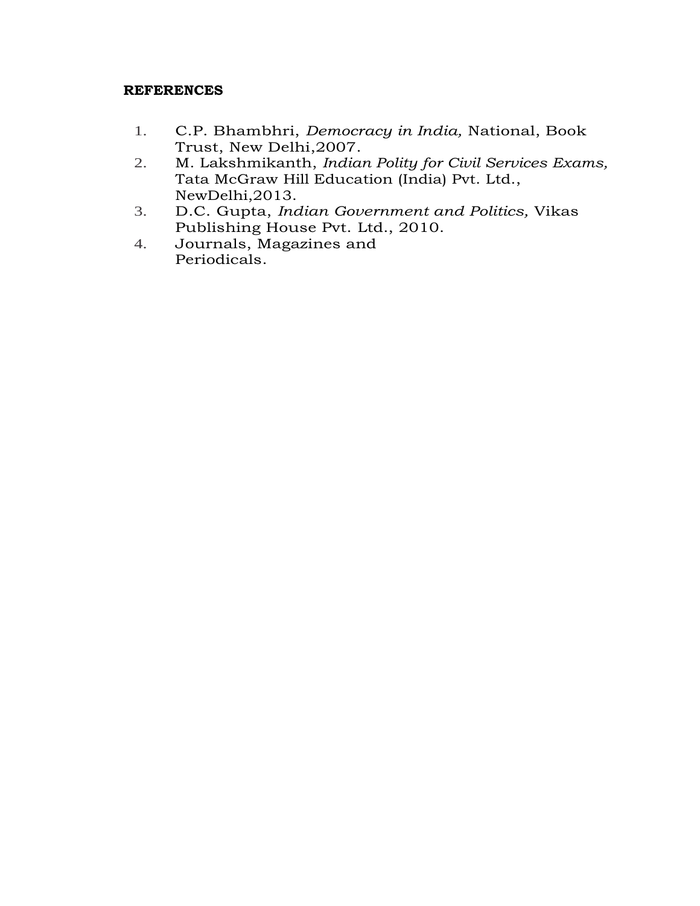**REFERENCES**

1. C.P. Bhambhri, *Democracy in India,* National, Book Trust, New Delhi,2007.
2. M. Lakshmikanth, *Indian Polity for Civil Services Exams,* Tata McGraw Hill Education (India) Pvt. Ltd., NewDelhi,2013.
3. D.C. Gupta, *Indian Government and Politics,* Vikas Publishing House Pvt. Ltd., 2010.
4. Journals, Magazines and Periodicals.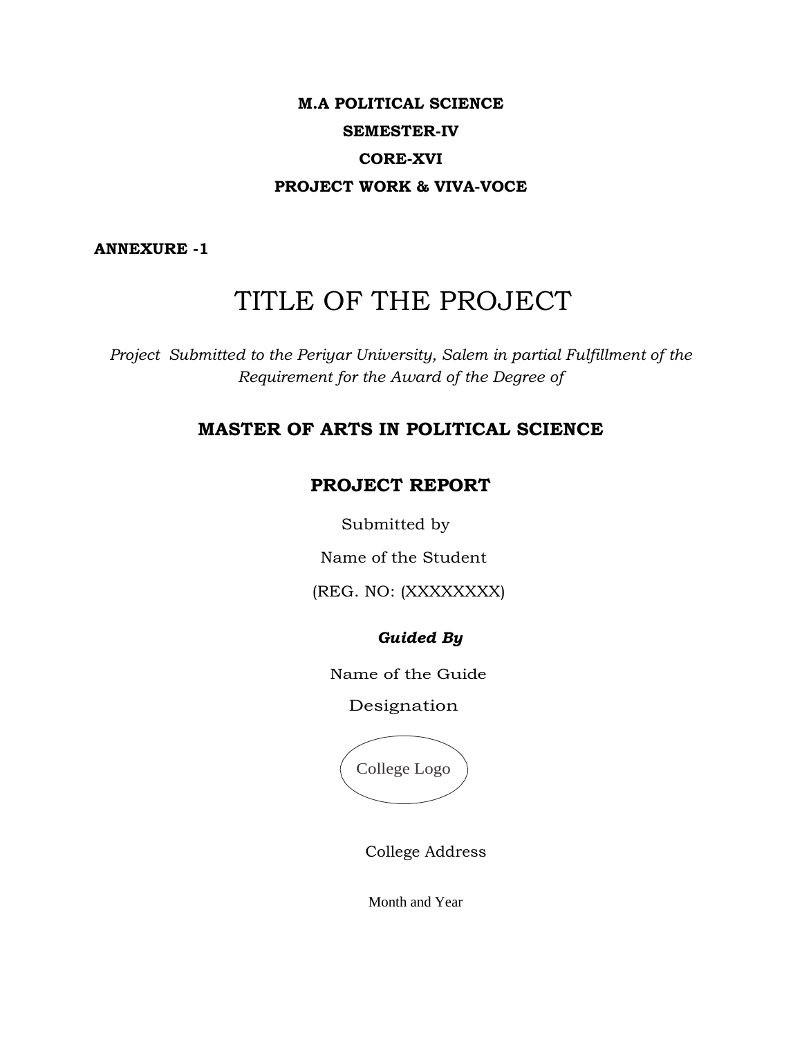**M.A POLITICAL SCIENCE**

**SEMESTER-IV**

**CORE-XVI**

**PROJECT WORK & VIVA-VOCE**

**ANNEXURE -1**

# TITLE OF THE PROJECT

*Project Submitted to the Periyar University, Salem in partial Fulfillment of the Requirement for the Award of the Degree of*

## MASTER OF ARTS IN POLITICAL SCIENCE

## PROJECT REPORT

Submitted by

Name of the Student

(REG. NO: (XXXXXXXX)

***Guided By***

Name of the Guide

Designation

College Logo

College Address

Month and Year